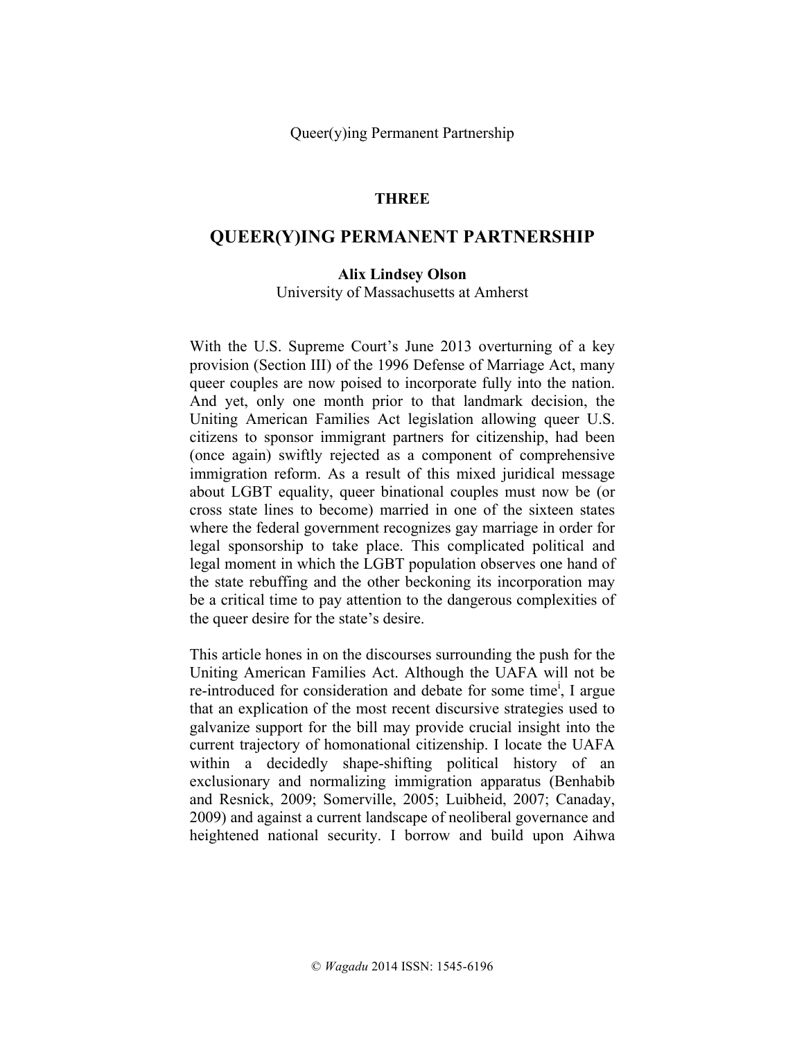## THREE

# QUEER(Y)ING PERMANENT PARTNERSHIP

**Alix Lindsey Olson**
University of Massachusetts at Amherst

With the U.S. Supreme Court's June 2013 overturning of a key provision (Section III) of the 1996 Defense of Marriage Act, many queer couples are now poised to incorporate fully into the nation. And yet, only one month prior to that landmark decision, the Uniting American Families Act legislation allowing queer U.S. citizens to sponsor immigrant partners for citizenship, had been (once again) swiftly rejected as a component of comprehensive immigration reform. As a result of this mixed juridical message about LGBT equality, queer binational couples must now be (or cross state lines to become) married in one of the sixteen states where the federal government recognizes gay marriage in order for legal sponsorship to take place. This complicated political and legal moment in which the LGBT population observes one hand of the state rebuffing and the other beckoning its incorporation may be a critical time to pay attention to the dangerous complexities of the queer desire for the state's desire.

This article hones in on the discourses surrounding the push for the Uniting American Families Act. Although the UAFA will not be re-introduced for consideration and debate for some time[i], I argue that an explication of the most recent discursive strategies used to galvanize support for the bill may provide crucial insight into the current trajectory of homonational citizenship. I locate the UAFA within a decidedly shape-shifting political history of an exclusionary and normalizing immigration apparatus (Benhabib and Resnick, 2009; Somerville, 2005; Luibheid, 2007; Canaday, 2009) and against a current landscape of neoliberal governance and heightened national security. I borrow and build upon Aihwa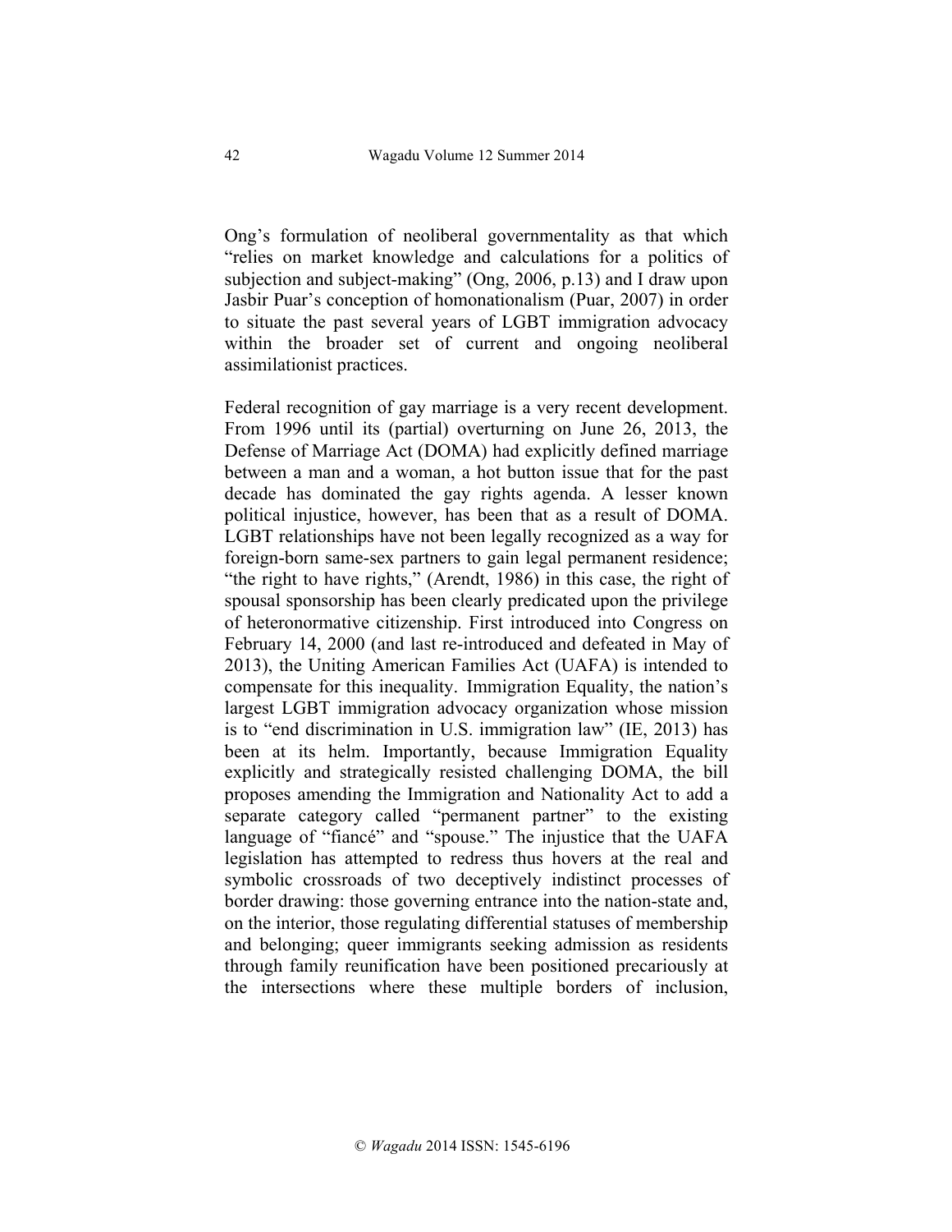Ong's formulation of neoliberal governmentality as that which "relies on market knowledge and calculations for a politics of subjection and subject-making" (Ong, 2006, p.13) and I draw upon Jasbir Puar's conception of homonationalism (Puar, 2007) in order to situate the past several years of LGBT immigration advocacy within the broader set of current and ongoing neoliberal assimilationist practices.

Federal recognition of gay marriage is a very recent development. From 1996 until its (partial) overturning on June 26, 2013, the Defense of Marriage Act (DOMA) had explicitly defined marriage between a man and a woman, a hot button issue that for the past decade has dominated the gay rights agenda. A lesser known political injustice, however, has been that as a result of DOMA. LGBT relationships have not been legally recognized as a way for foreign-born same-sex partners to gain legal permanent residence; "the right to have rights," (Arendt, 1986) in this case, the right of spousal sponsorship has been clearly predicated upon the privilege of heteronormative citizenship. First introduced into Congress on February 14, 2000 (and last re-introduced and defeated in May of 2013), the Uniting American Families Act (UAFA) is intended to compensate for this inequality. Immigration Equality, the nation's largest LGBT immigration advocacy organization whose mission is to "end discrimination in U.S. immigration law" (IE, 2013) has been at its helm. Importantly, because Immigration Equality explicitly and strategically resisted challenging DOMA, the bill proposes amending the Immigration and Nationality Act to add a separate category called "permanent partner" to the existing language of "fiancé" and "spouse." The injustice that the UAFA legislation has attempted to redress thus hovers at the real and symbolic crossroads of two deceptively indistinct processes of border drawing: those governing entrance into the nation-state and, on the interior, those regulating differential statuses of membership and belonging; queer immigrants seeking admission as residents through family reunification have been positioned precariously at the intersections where these multiple borders of inclusion,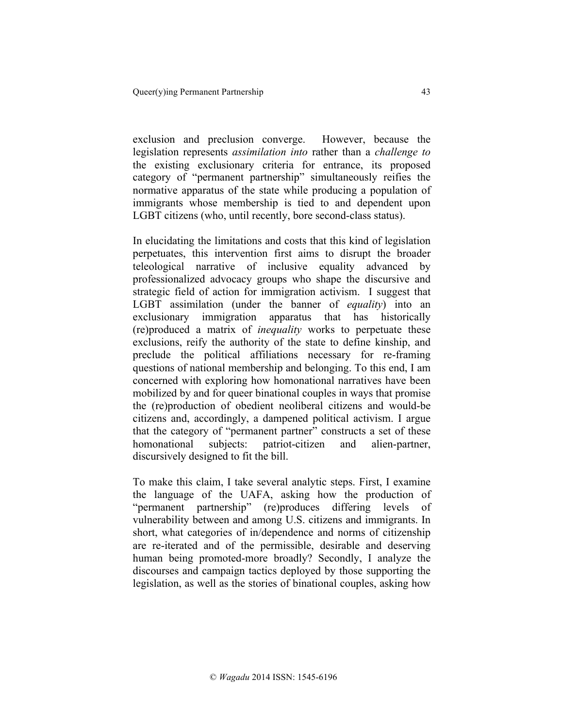exclusion and preclusion converge. However, because the legislation represents *assimilation into* rather than a *challenge to* the existing exclusionary criteria for entrance, its proposed category of "permanent partnership" simultaneously reifies the normative apparatus of the state while producing a population of immigrants whose membership is tied to and dependent upon LGBT citizens (who, until recently, bore second-class status).

In elucidating the limitations and costs that this kind of legislation perpetuates, this intervention first aims to disrupt the broader teleological narrative of inclusive equality advanced by professionalized advocacy groups who shape the discursive and strategic field of action for immigration activism. I suggest that LGBT assimilation (under the banner of *equality*) into an exclusionary immigration apparatus that has historically (re)produced a matrix of *inequality* works to perpetuate these exclusions, reify the authority of the state to define kinship, and preclude the political affiliations necessary for re-framing questions of national membership and belonging. To this end, I am concerned with exploring how homonational narratives have been mobilized by and for queer binational couples in ways that promise the (re)production of obedient neoliberal citizens and would-be citizens and, accordingly, a dampened political activism. I argue that the category of "permanent partner" constructs a set of these homonational subjects: patriot-citizen and alien-partner, discursively designed to fit the bill.

To make this claim, I take several analytic steps. First, I examine the language of the UAFA, asking how the production of "permanent partnership" (re)produces differing levels of vulnerability between and among U.S. citizens and immigrants. In short, what categories of in/dependence and norms of citizenship are re-iterated and of the permissible, desirable and deserving human being promoted-more broadly? Secondly, I analyze the discourses and campaign tactics deployed by those supporting the legislation, as well as the stories of binational couples, asking how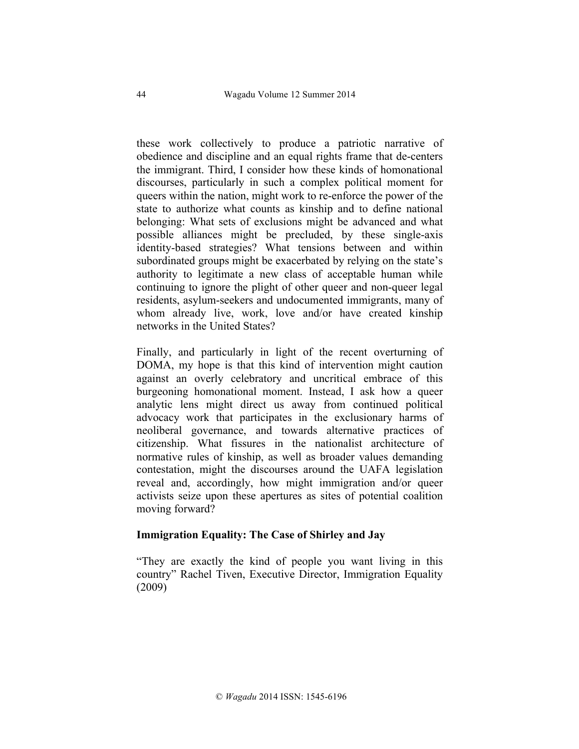these work collectively to produce a patriotic narrative of obedience and discipline and an equal rights frame that de-centers the immigrant. Third, I consider how these kinds of homonational discourses, particularly in such a complex political moment for queers within the nation, might work to re-enforce the power of the state to authorize what counts as kinship and to define national belonging: What sets of exclusions might be advanced and what possible alliances might be precluded, by these single-axis identity-based strategies? What tensions between and within subordinated groups might be exacerbated by relying on the state's authority to legitimate a new class of acceptable human while continuing to ignore the plight of other queer and non-queer legal residents, asylum-seekers and undocumented immigrants, many of whom already live, work, love and/or have created kinship networks in the United States?

Finally, and particularly in light of the recent overturning of DOMA, my hope is that this kind of intervention might caution against an overly celebratory and uncritical embrace of this burgeoning homonational moment. Instead, I ask how a queer analytic lens might direct us away from continued political advocacy work that participates in the exclusionary harms of neoliberal governance, and towards alternative practices of citizenship. What fissures in the nationalist architecture of normative rules of kinship, as well as broader values demanding contestation, might the discourses around the UAFA legislation reveal and, accordingly, how might immigration and/or queer activists seize upon these apertures as sites of potential coalition moving forward?

**Immigration Equality: The Case of Shirley and Jay**

"They are exactly the kind of people you want living in this country" Rachel Tiven, Executive Director, Immigration Equality (2009)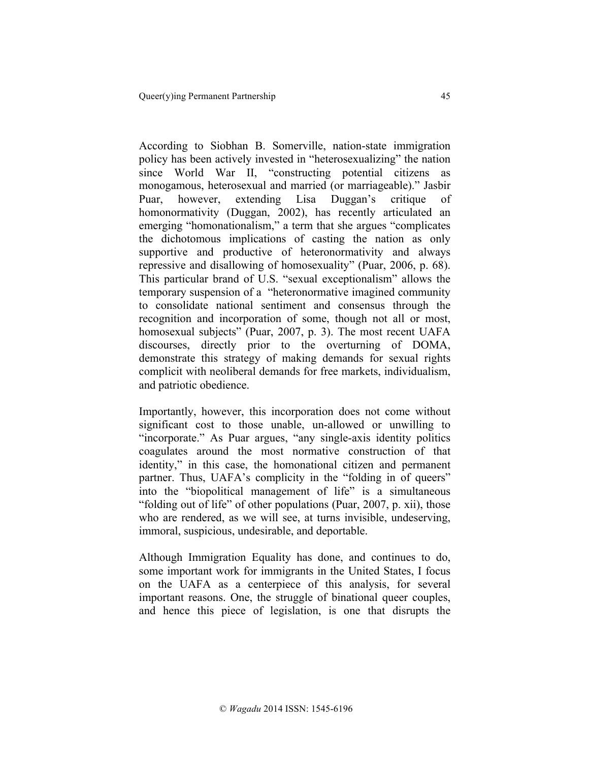According to Siobhan B. Somerville, nation-state immigration policy has been actively invested in "heterosexualizing" the nation since World War II, "constructing potential citizens as monogamous, heterosexual and married (or marriageable)." Jasbir Puar, however, extending Lisa Duggan's critique of homonormativity (Duggan, 2002), has recently articulated an emerging "homonationalism," a term that she argues "complicates the dichotomous implications of casting the nation as only supportive and productive of heteronormativity and always repressive and disallowing of homosexuality" (Puar, 2006, p. 68). This particular brand of U.S. "sexual exceptionalism" allows the temporary suspension of a "heteronormative imagined community to consolidate national sentiment and consensus through the recognition and incorporation of some, though not all or most, homosexual subjects" (Puar, 2007, p. 3). The most recent UAFA discourses, directly prior to the overturning of DOMA, demonstrate this strategy of making demands for sexual rights complicit with neoliberal demands for free markets, individualism, and patriotic obedience.

Importantly, however, this incorporation does not come without significant cost to those unable, un-allowed or unwilling to "incorporate." As Puar argues, "any single-axis identity politics coagulates around the most normative construction of that identity," in this case, the homonational citizen and permanent partner. Thus, UAFA's complicity in the "folding in of queers" into the "biopolitical management of life" is a simultaneous "folding out of life" of other populations (Puar, 2007, p. xii), those who are rendered, as we will see, at turns invisible, undeserving, immoral, suspicious, undesirable, and deportable.

Although Immigration Equality has done, and continues to do, some important work for immigrants in the United States, I focus on the UAFA as a centerpiece of this analysis, for several important reasons. One, the struggle of binational queer couples, and hence this piece of legislation, is one that disrupts the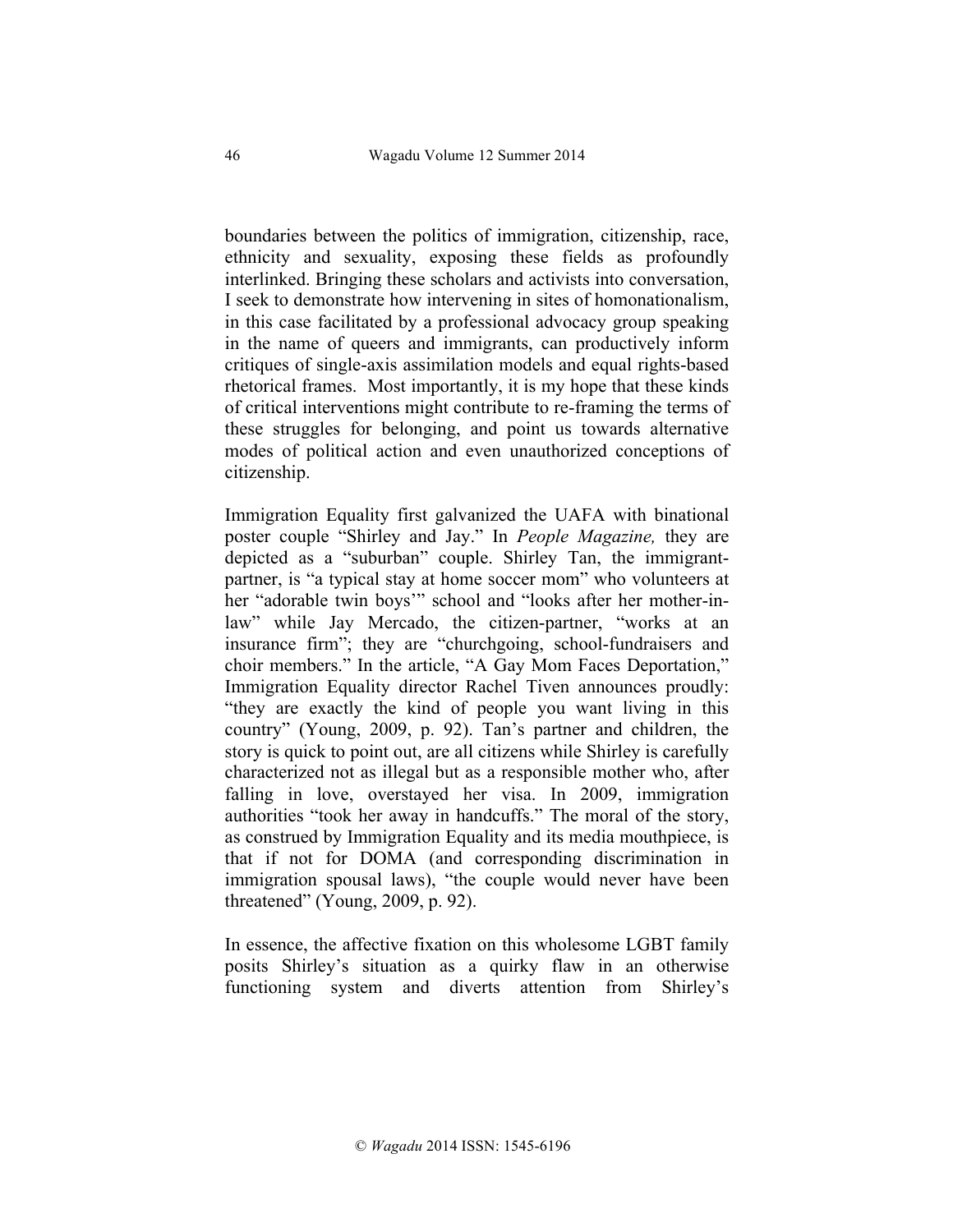boundaries between the politics of immigration, citizenship, race, ethnicity and sexuality, exposing these fields as profoundly interlinked. Bringing these scholars and activists into conversation, I seek to demonstrate how intervening in sites of homonationalism, in this case facilitated by a professional advocacy group speaking in the name of queers and immigrants, can productively inform critiques of single-axis assimilation models and equal rights-based rhetorical frames. Most importantly, it is my hope that these kinds of critical interventions might contribute to re-framing the terms of these struggles for belonging, and point us towards alternative modes of political action and even unauthorized conceptions of citizenship.

Immigration Equality first galvanized the UAFA with binational poster couple "Shirley and Jay." In *People Magazine,* they are depicted as a "suburban" couple. Shirley Tan, the immigrant-partner, is "a typical stay at home soccer mom" who volunteers at her "adorable twin boys'" school and "looks after her mother-in-law" while Jay Mercado, the citizen-partner, "works at an insurance firm"; they are "churchgoing, school-fundraisers and choir members." In the article, "A Gay Mom Faces Deportation," Immigration Equality director Rachel Tiven announces proudly: "they are exactly the kind of people you want living in this country" (Young, 2009, p. 92). Tan's partner and children, the story is quick to point out, are all citizens while Shirley is carefully characterized not as illegal but as a responsible mother who, after falling in love, overstayed her visa. In 2009, immigration authorities "took her away in handcuffs." The moral of the story, as construed by Immigration Equality and its media mouthpiece, is that if not for DOMA (and corresponding discrimination in immigration spousal laws), "the couple would never have been threatened" (Young, 2009, p. 92).

In essence, the affective fixation on this wholesome LGBT family posits Shirley's situation as a quirky flaw in an otherwise functioning system and diverts attention from Shirley's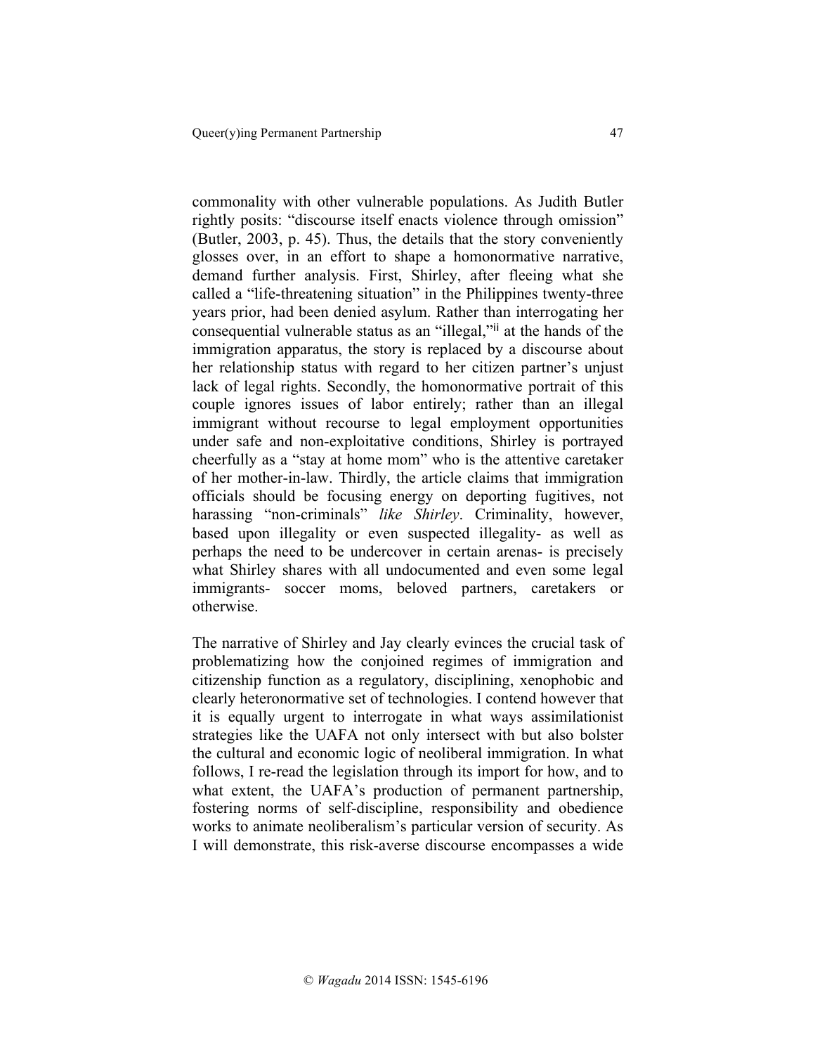commonality with other vulnerable populations. As Judith Butler rightly posits: "discourse itself enacts violence through omission" (Butler, 2003, p. 45). Thus, the details that the story conveniently glosses over, in an effort to shape a homonormative narrative, demand further analysis. First, Shirley, after fleeing what she called a "life-threatening situation" in the Philippines twenty-three years prior, had been denied asylum. Rather than interrogating her consequential vulnerable status as an "illegal,"[ii] at the hands of the immigration apparatus, the story is replaced by a discourse about her relationship status with regard to her citizen partner's unjust lack of legal rights. Secondly, the homonormative portrait of this couple ignores issues of labor entirely; rather than an illegal immigrant without recourse to legal employment opportunities under safe and non-exploitative conditions, Shirley is portrayed cheerfully as a "stay at home mom" who is the attentive caretaker of her mother-in-law. Thirdly, the article claims that immigration officials should be focusing energy on deporting fugitives, not harassing "non-criminals" *like Shirley*. Criminality, however, based upon illegality or even suspected illegality- as well as perhaps the need to be undercover in certain arenas- is precisely what Shirley shares with all undocumented and even some legal immigrants- soccer moms, beloved partners, caretakers or otherwise.

The narrative of Shirley and Jay clearly evinces the crucial task of problematizing how the conjoined regimes of immigration and citizenship function as a regulatory, disciplining, xenophobic and clearly heteronormative set of technologies. I contend however that it is equally urgent to interrogate in what ways assimilationist strategies like the UAFA not only intersect with but also bolster the cultural and economic logic of neoliberal immigration. In what follows, I re-read the legislation through its import for how, and to what extent, the UAFA's production of permanent partnership, fostering norms of self-discipline, responsibility and obedience works to animate neoliberalism's particular version of security. As I will demonstrate, this risk-averse discourse encompasses a wide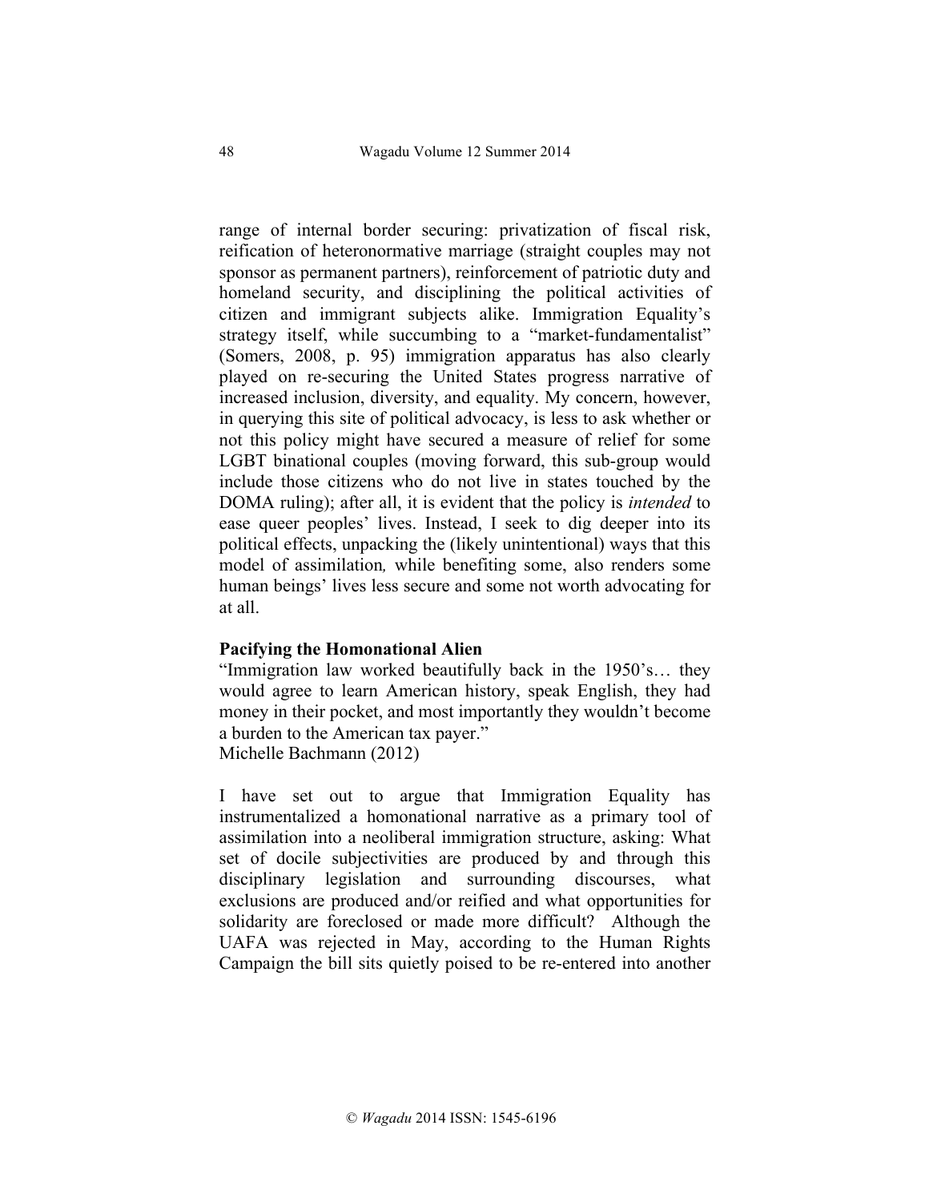range of internal border securing: privatization of fiscal risk, reification of heteronormative marriage (straight couples may not sponsor as permanent partners), reinforcement of patriotic duty and homeland security, and disciplining the political activities of citizen and immigrant subjects alike. Immigration Equality's strategy itself, while succumbing to a "market-fundamentalist" (Somers, 2008, p. 95) immigration apparatus has also clearly played on re-securing the United States progress narrative of increased inclusion, diversity, and equality. My concern, however, in querying this site of political advocacy, is less to ask whether or not this policy might have secured a measure of relief for some LGBT binational couples (moving forward, this sub-group would include those citizens who do not live in states touched by the DOMA ruling); after all, it is evident that the policy is *intended* to ease queer peoples' lives. Instead, I seek to dig deeper into its political effects, unpacking the (likely unintentional) ways that this model of assimilation*,* while benefiting some, also renders some human beings' lives less secure and some not worth advocating for at all.

**Pacifying the Homonational Alien**

"Immigration law worked beautifully back in the 1950's… they would agree to learn American history, speak English, they had money in their pocket, and most importantly they wouldn't become a burden to the American tax payer."
Michelle Bachmann (2012)

I have set out to argue that Immigration Equality has instrumentalized a homonational narrative as a primary tool of assimilation into a neoliberal immigration structure, asking: What set of docile subjectivities are produced by and through this disciplinary legislation and surrounding discourses, what exclusions are produced and/or reified and what opportunities for solidarity are foreclosed or made more difficult? Although the UAFA was rejected in May, according to the Human Rights Campaign the bill sits quietly poised to be re-entered into another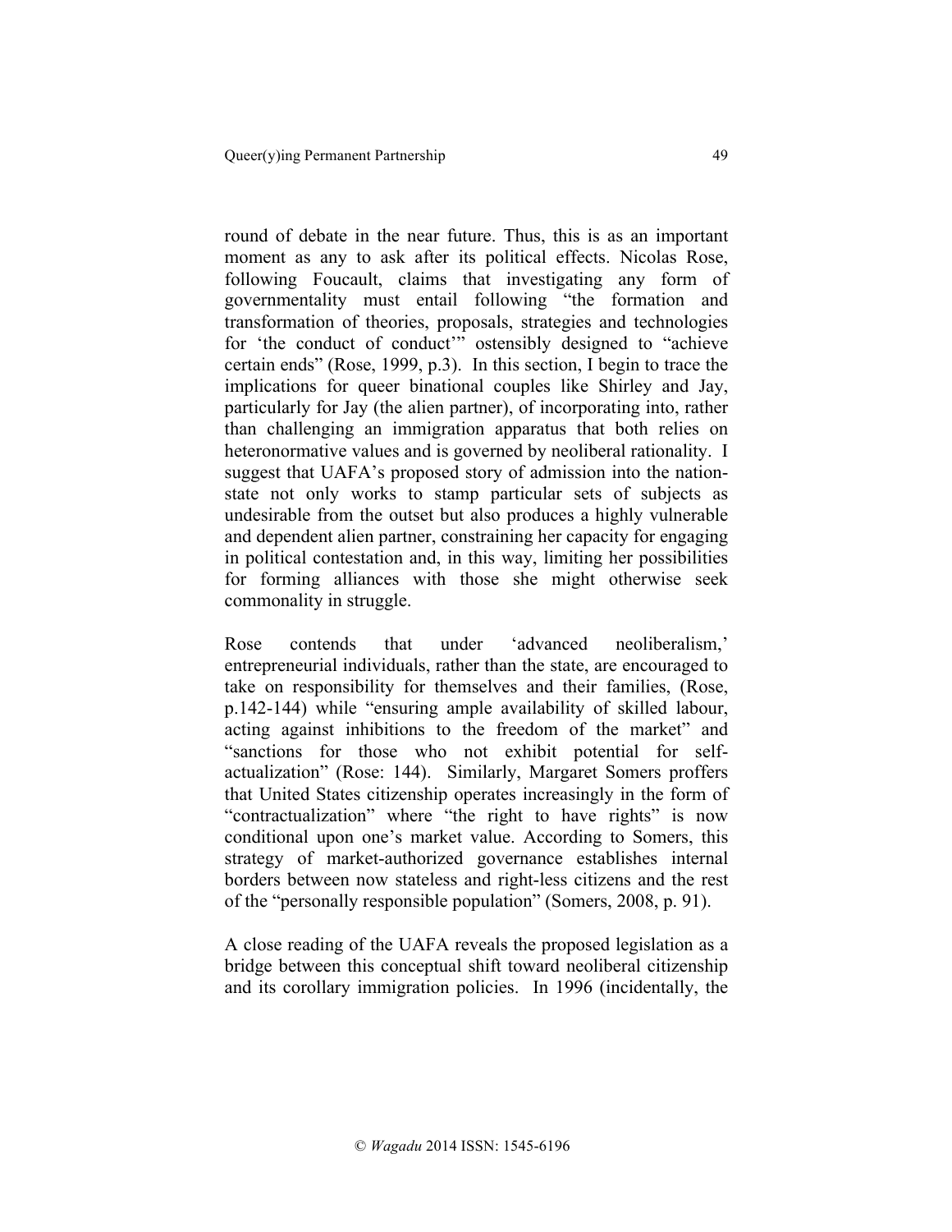round of debate in the near future. Thus, this is as an important moment as any to ask after its political effects. Nicolas Rose, following Foucault, claims that investigating any form of governmentality must entail following "the formation and transformation of theories, proposals, strategies and technologies for 'the conduct of conduct'" ostensibly designed to "achieve certain ends" (Rose, 1999, p.3). In this section, I begin to trace the implications for queer binational couples like Shirley and Jay, particularly for Jay (the alien partner), of incorporating into, rather than challenging an immigration apparatus that both relies on heteronormative values and is governed by neoliberal rationality. I suggest that UAFA's proposed story of admission into the nation-state not only works to stamp particular sets of subjects as undesirable from the outset but also produces a highly vulnerable and dependent alien partner, constraining her capacity for engaging in political contestation and, in this way, limiting her possibilities for forming alliances with those she might otherwise seek commonality in struggle.

Rose contends that under 'advanced neoliberalism,' entrepreneurial individuals, rather than the state, are encouraged to take on responsibility for themselves and their families, (Rose, p.142-144) while "ensuring ample availability of skilled labour, acting against inhibitions to the freedom of the market" and "sanctions for those who not exhibit potential for self-actualization" (Rose: 144). Similarly, Margaret Somers proffers that United States citizenship operates increasingly in the form of "contractualization" where "the right to have rights" is now conditional upon one's market value. According to Somers, this strategy of market-authorized governance establishes internal borders between now stateless and right-less citizens and the rest of the "personally responsible population" (Somers, 2008, p. 91).

A close reading of the UAFA reveals the proposed legislation as a bridge between this conceptual shift toward neoliberal citizenship and its corollary immigration policies. In 1996 (incidentally, the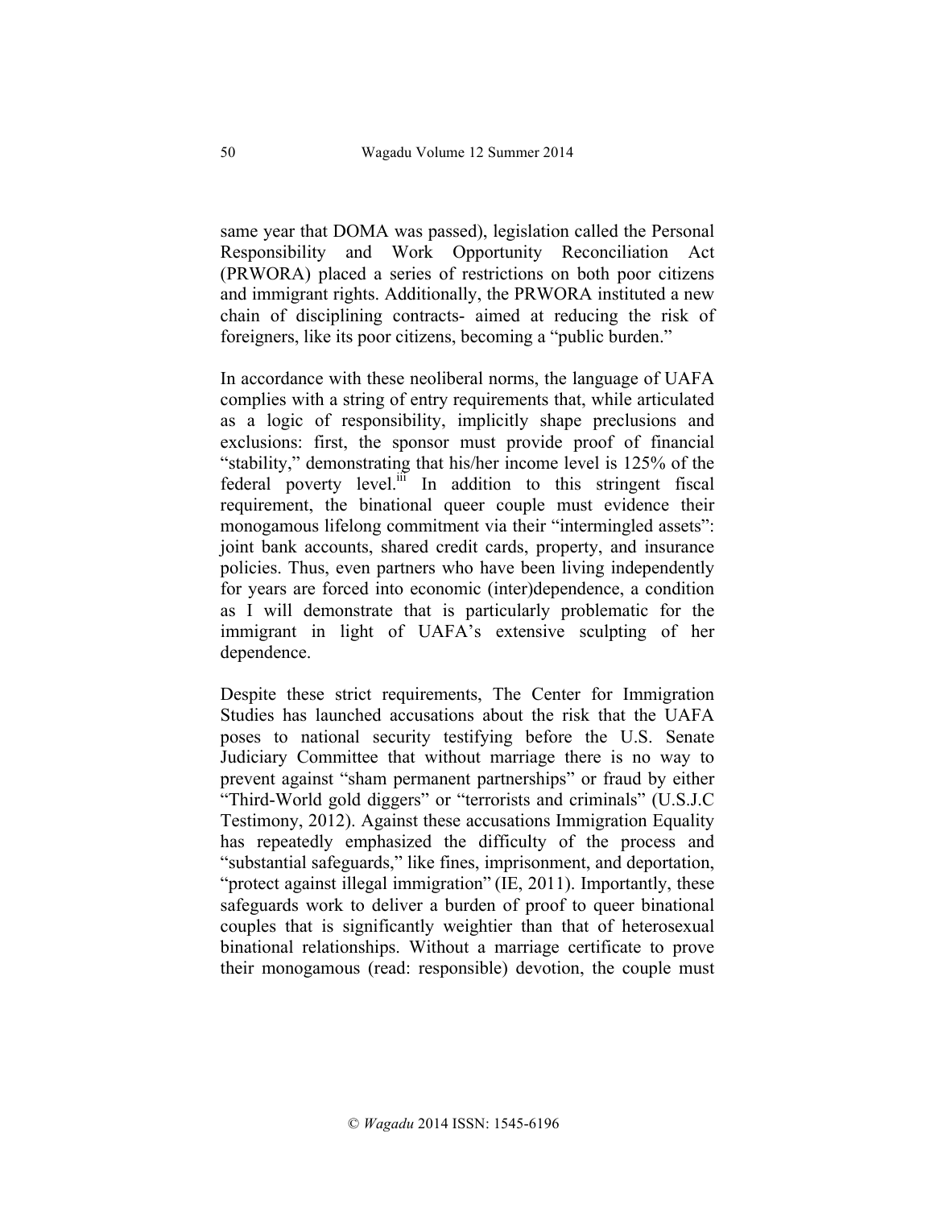same year that DOMA was passed), legislation called the Personal Responsibility and Work Opportunity Reconciliation Act (PRWORA) placed a series of restrictions on both poor citizens and immigrant rights. Additionally, the PRWORA instituted a new chain of disciplining contracts- aimed at reducing the risk of foreigners, like its poor citizens, becoming a "public burden."

In accordance with these neoliberal norms, the language of UAFA complies with a string of entry requirements that, while articulated as a logic of responsibility, implicitly shape preclusions and exclusions: first, the sponsor must provide proof of financial "stability," demonstrating that his/her income level is 125% of the federal poverty level.[iii] In addition to this stringent fiscal requirement, the binational queer couple must evidence their monogamous lifelong commitment via their "intermingled assets": joint bank accounts, shared credit cards, property, and insurance policies. Thus, even partners who have been living independently for years are forced into economic (inter)dependence, a condition as I will demonstrate that is particularly problematic for the immigrant in light of UAFA's extensive sculpting of her dependence.

Despite these strict requirements, The Center for Immigration Studies has launched accusations about the risk that the UAFA poses to national security testifying before the U.S. Senate Judiciary Committee that without marriage there is no way to prevent against "sham permanent partnerships" or fraud by either "Third-World gold diggers" or "terrorists and criminals" (U.S.J.C Testimony, 2012). Against these accusations Immigration Equality has repeatedly emphasized the difficulty of the process and "substantial safeguards," like fines, imprisonment, and deportation, "protect against illegal immigration" (IE, 2011). Importantly, these safeguards work to deliver a burden of proof to queer binational couples that is significantly weightier than that of heterosexual binational relationships. Without a marriage certificate to prove their monogamous (read: responsible) devotion, the couple must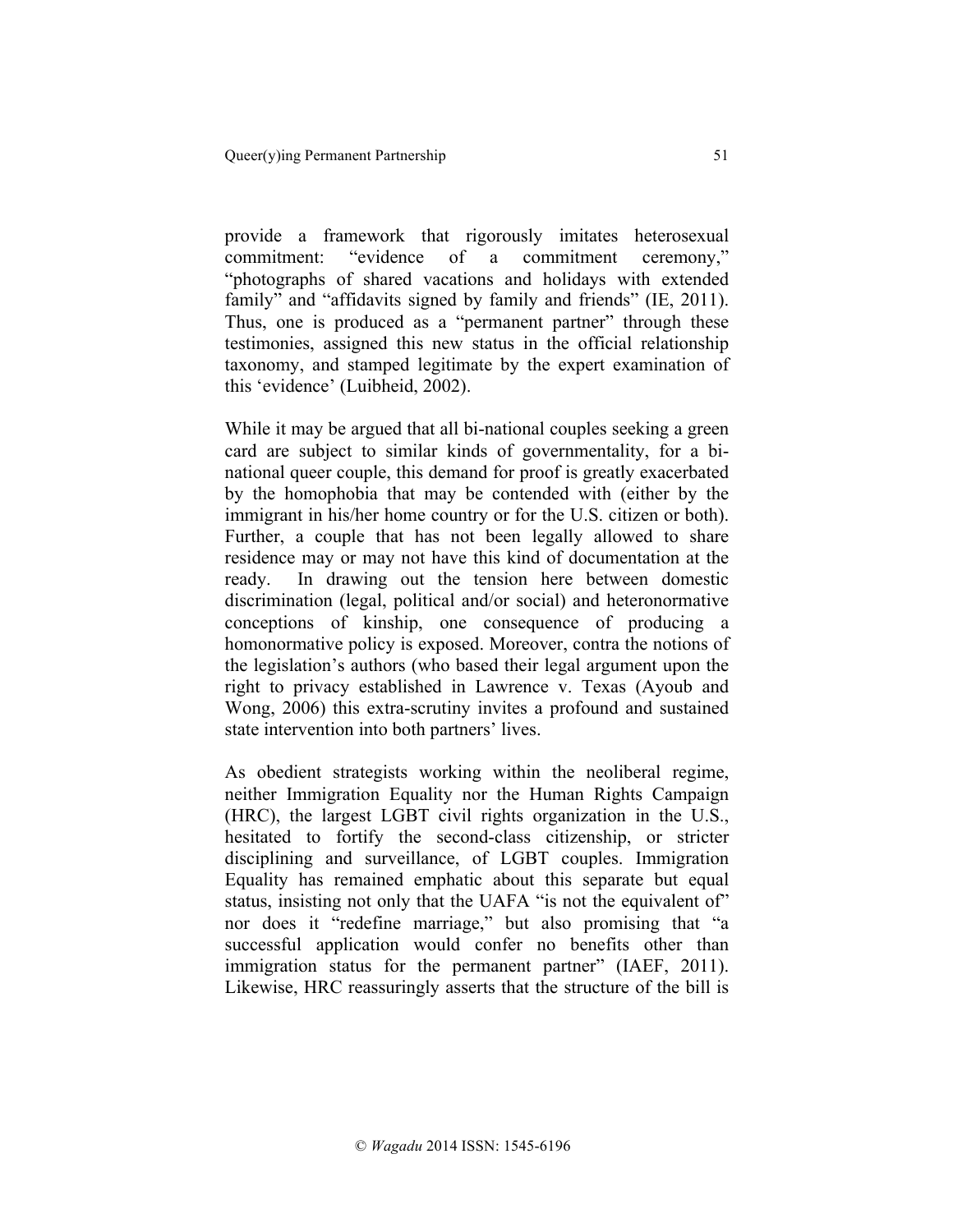provide a framework that rigorously imitates heterosexual commitment: "evidence of a commitment ceremony," "photographs of shared vacations and holidays with extended family" and "affidavits signed by family and friends" (IE, 2011). Thus, one is produced as a "permanent partner" through these testimonies, assigned this new status in the official relationship taxonomy, and stamped legitimate by the expert examination of this 'evidence' (Luibheid, 2002).

While it may be argued that all bi-national couples seeking a green card are subject to similar kinds of governmentality, for a bi-national queer couple, this demand for proof is greatly exacerbated by the homophobia that may be contended with (either by the immigrant in his/her home country or for the U.S. citizen or both). Further, a couple that has not been legally allowed to share residence may or may not have this kind of documentation at the ready. In drawing out the tension here between domestic discrimination (legal, political and/or social) and heteronormative conceptions of kinship, one consequence of producing a homonormative policy is exposed. Moreover, contra the notions of the legislation's authors (who based their legal argument upon the right to privacy established in Lawrence v. Texas (Ayoub and Wong, 2006) this extra-scrutiny invites a profound and sustained state intervention into both partners' lives.

As obedient strategists working within the neoliberal regime, neither Immigration Equality nor the Human Rights Campaign (HRC), the largest LGBT civil rights organization in the U.S., hesitated to fortify the second-class citizenship, or stricter disciplining and surveillance, of LGBT couples. Immigration Equality has remained emphatic about this separate but equal status, insisting not only that the UAFA "is not the equivalent of" nor does it "redefine marriage," but also promising that "a successful application would confer no benefits other than immigration status for the permanent partner" (IAEF, 2011). Likewise, HRC reassuringly asserts that the structure of the bill is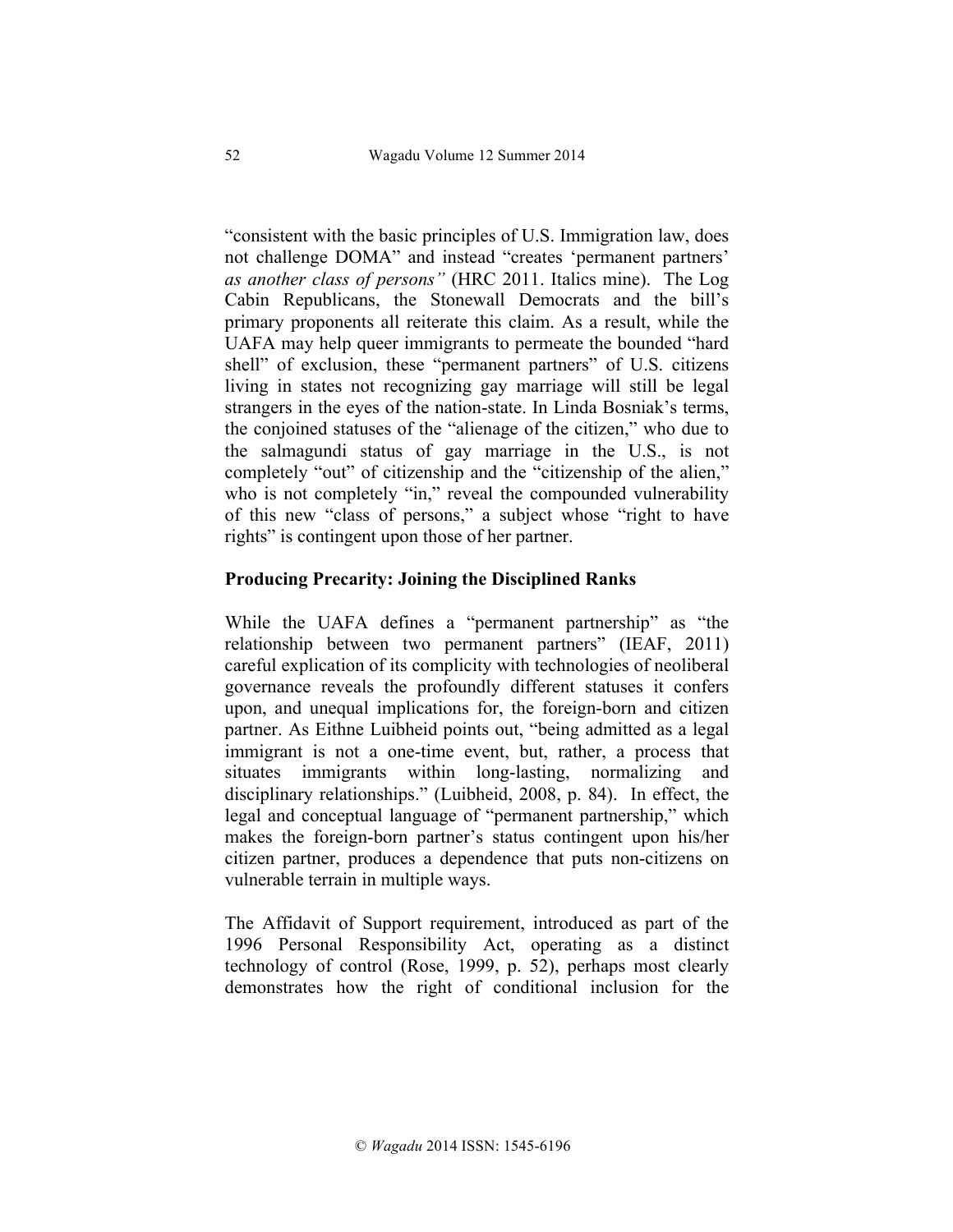"consistent with the basic principles of U.S. Immigration law, does not challenge DOMA" and instead "creates 'permanent partners' *as another class of persons"* (HRC 2011. Italics mine). The Log Cabin Republicans, the Stonewall Democrats and the bill's primary proponents all reiterate this claim. As a result, while the UAFA may help queer immigrants to permeate the bounded "hard shell" of exclusion, these "permanent partners" of U.S. citizens living in states not recognizing gay marriage will still be legal strangers in the eyes of the nation-state. In Linda Bosniak's terms, the conjoined statuses of the "alienage of the citizen," who due to the salmagundi status of gay marriage in the U.S., is not completely "out" of citizenship and the "citizenship of the alien," who is not completely "in," reveal the compounded vulnerability of this new "class of persons," a subject whose "right to have rights" is contingent upon those of her partner.

**Producing Precarity: Joining the Disciplined Ranks**

While the UAFA defines a "permanent partnership" as "the relationship between two permanent partners" (IEAF, 2011) careful explication of its complicity with technologies of neoliberal governance reveals the profoundly different statuses it confers upon, and unequal implications for, the foreign-born and citizen partner. As Eithne Luibheid points out, "being admitted as a legal immigrant is not a one-time event, but, rather, a process that situates immigrants within long-lasting, normalizing and disciplinary relationships." (Luibheid, 2008, p. 84). In effect, the legal and conceptual language of "permanent partnership," which makes the foreign-born partner's status contingent upon his/her citizen partner, produces a dependence that puts non-citizens on vulnerable terrain in multiple ways.

The Affidavit of Support requirement, introduced as part of the 1996 Personal Responsibility Act, operating as a distinct technology of control (Rose, 1999, p. 52), perhaps most clearly demonstrates how the right of conditional inclusion for the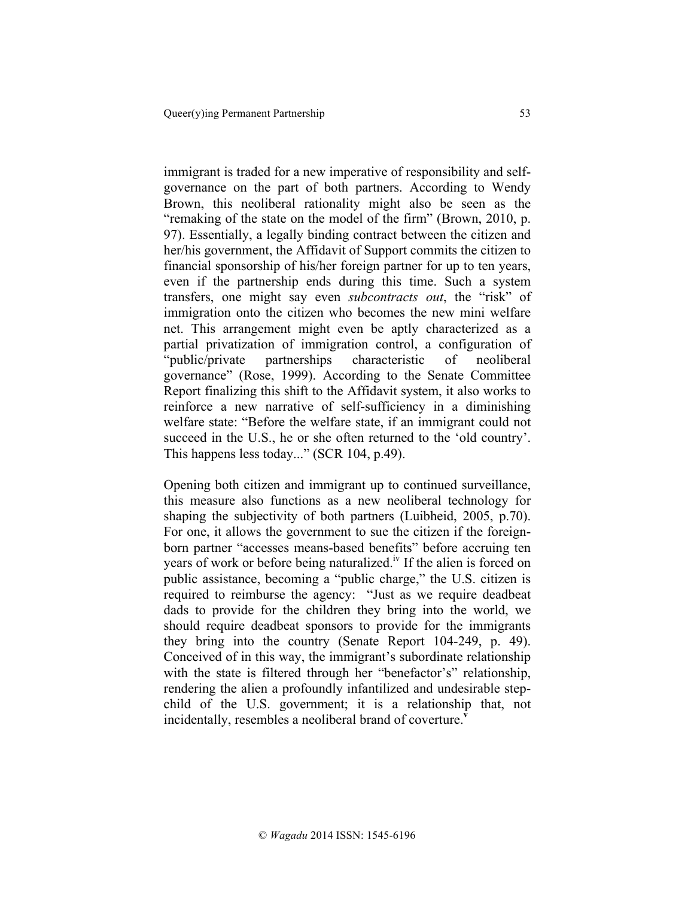immigrant is traded for a new imperative of responsibility and self-governance on the part of both partners. According to Wendy Brown, this neoliberal rationality might also be seen as the "remaking of the state on the model of the firm" (Brown, 2010, p. 97). Essentially, a legally binding contract between the citizen and her/his government, the Affidavit of Support commits the citizen to financial sponsorship of his/her foreign partner for up to ten years, even if the partnership ends during this time. Such a system transfers, one might say even *subcontracts out*, the "risk" of immigration onto the citizen who becomes the new mini welfare net. This arrangement might even be aptly characterized as a partial privatization of immigration control, a configuration of "public/private partnerships characteristic of neoliberal governance" (Rose, 1999). According to the Senate Committee Report finalizing this shift to the Affidavit system, it also works to reinforce a new narrative of self-sufficiency in a diminishing welfare state: "Before the welfare state, if an immigrant could not succeed in the U.S., he or she often returned to the 'old country'. This happens less today..." (SCR 104, p.49).

Opening both citizen and immigrant up to continued surveillance, this measure also functions as a new neoliberal technology for shaping the subjectivity of both partners (Luibheid, 2005, p.70). For one, it allows the government to sue the citizen if the foreign-born partner "accesses means-based benefits" before accruing ten years of work or before being naturalized.[iv] If the alien is forced on public assistance, becoming a "public charge," the U.S. citizen is required to reimburse the agency: "Just as we require deadbeat dads to provide for the children they bring into the world, we should require deadbeat sponsors to provide for the immigrants they bring into the country (Senate Report 104-249, p. 49). Conceived of in this way, the immigrant's subordinate relationship with the state is filtered through her "benefactor's" relationship, rendering the alien a profoundly infantilized and undesirable step-child of the U.S. government; it is a relationship that, not incidentally, resembles a neoliberal brand of coverture.[v]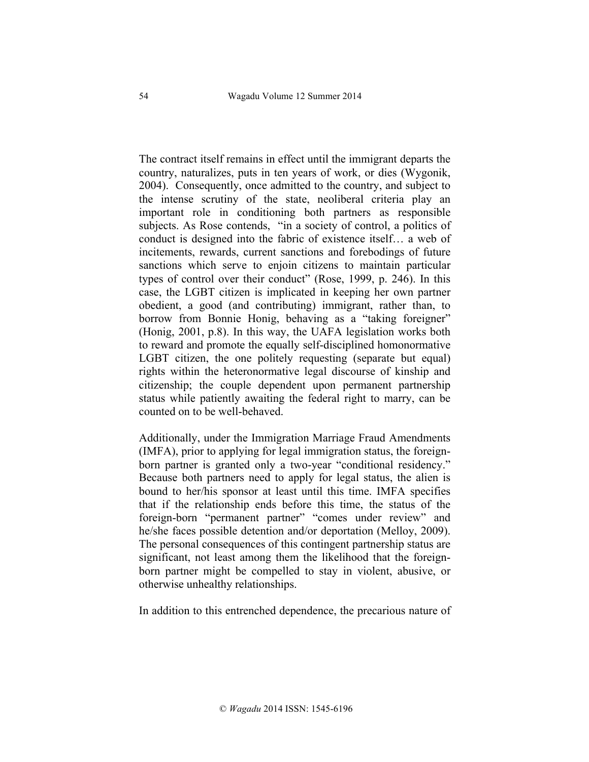The contract itself remains in effect until the immigrant departs the country, naturalizes, puts in ten years of work, or dies (Wygonik, 2004). Consequently, once admitted to the country, and subject to the intense scrutiny of the state, neoliberal criteria play an important role in conditioning both partners as responsible subjects. As Rose contends, "in a society of control, a politics of conduct is designed into the fabric of existence itself… a web of incitements, rewards, current sanctions and forebodings of future sanctions which serve to enjoin citizens to maintain particular types of control over their conduct" (Rose, 1999, p. 246). In this case, the LGBT citizen is implicated in keeping her own partner obedient, a good (and contributing) immigrant, rather than, to borrow from Bonnie Honig, behaving as a "taking foreigner" (Honig, 2001, p.8). In this way, the UAFA legislation works both to reward and promote the equally self-disciplined homonormative LGBT citizen, the one politely requesting (separate but equal) rights within the heteronormative legal discourse of kinship and citizenship; the couple dependent upon permanent partnership status while patiently awaiting the federal right to marry, can be counted on to be well-behaved.

Additionally, under the Immigration Marriage Fraud Amendments (IMFA), prior to applying for legal immigration status, the foreign-born partner is granted only a two-year "conditional residency." Because both partners need to apply for legal status, the alien is bound to her/his sponsor at least until this time. IMFA specifies that if the relationship ends before this time, the status of the foreign-born "permanent partner" "comes under review" and he/she faces possible detention and/or deportation (Melloy, 2009). The personal consequences of this contingent partnership status are significant, not least among them the likelihood that the foreign-born partner might be compelled to stay in violent, abusive, or otherwise unhealthy relationships.

In addition to this entrenched dependence, the precarious nature of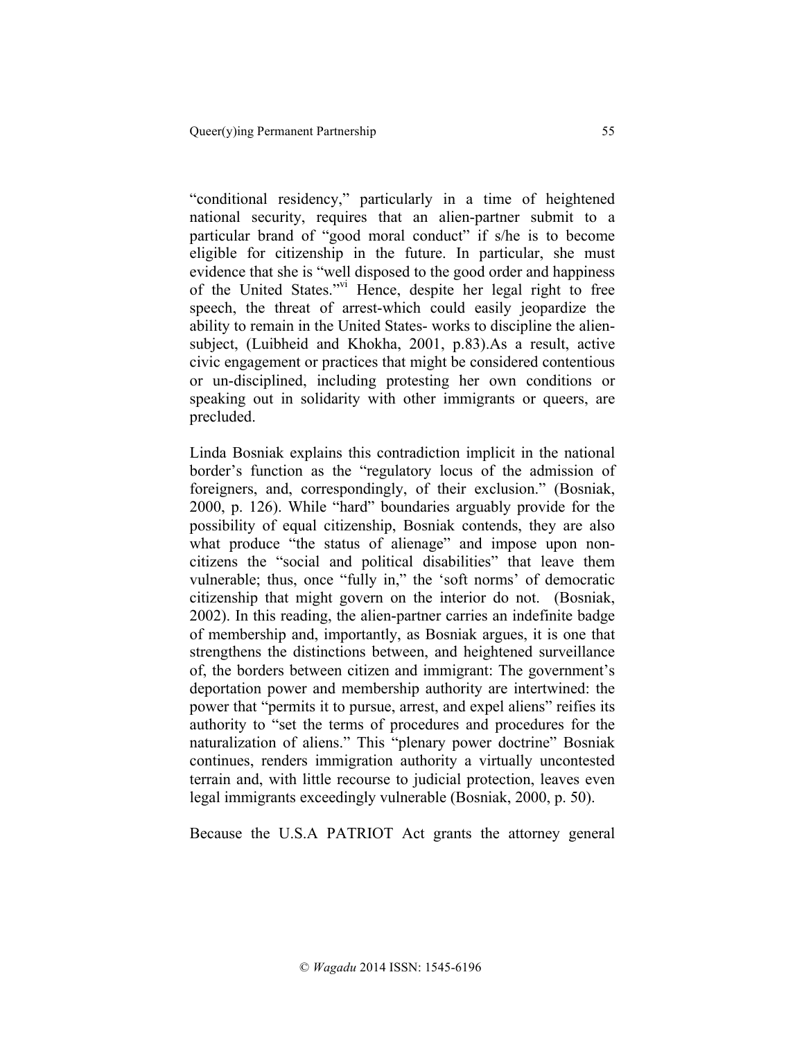"conditional residency," particularly in a time of heightened national security, requires that an alien-partner submit to a particular brand of "good moral conduct" if s/he is to become eligible for citizenship in the future. In particular, she must evidence that she is "well disposed to the good order and happiness of the United States."[vi] Hence, despite her legal right to free speech, the threat of arrest-which could easily jeopardize the ability to remain in the United States- works to discipline the alien-subject, (Luibheid and Khokha, 2001, p.83).As a result, active civic engagement or practices that might be considered contentious or un-disciplined, including protesting her own conditions or speaking out in solidarity with other immigrants or queers, are precluded.

Linda Bosniak explains this contradiction implicit in the national border's function as the "regulatory locus of the admission of foreigners and, correspondingly, of their exclusion." (Bosniak, 2000, p. 126). While "hard" boundaries arguably provide for the possibility of equal citizenship, Bosniak contends, they are also what produce "the status of alienage" and impose upon non-citizens the "social and political disabilities" that leave them vulnerable; thus, once "fully in," the 'soft norms' of democratic citizenship that might govern on the interior do not. (Bosniak, 2002). In this reading, the alien-partner carries an indefinite badge of membership and, importantly, as Bosniak argues, it is one that strengthens the distinctions between, and heightened surveillance of, the borders between citizen and immigrant: The government's deportation power and membership authority are intertwined: the power that "permits it to pursue, arrest, and expel aliens" reifies its authority to "set the terms of procedures and procedures for the naturalization of aliens." This "plenary power doctrine" Bosniak continues, renders immigration authority a virtually uncontested terrain and, with little recourse to judicial protection, leaves even legal immigrants exceedingly vulnerable (Bosniak, 2000, p. 50).

Because the U.S.A PATRIOT Act grants the attorney general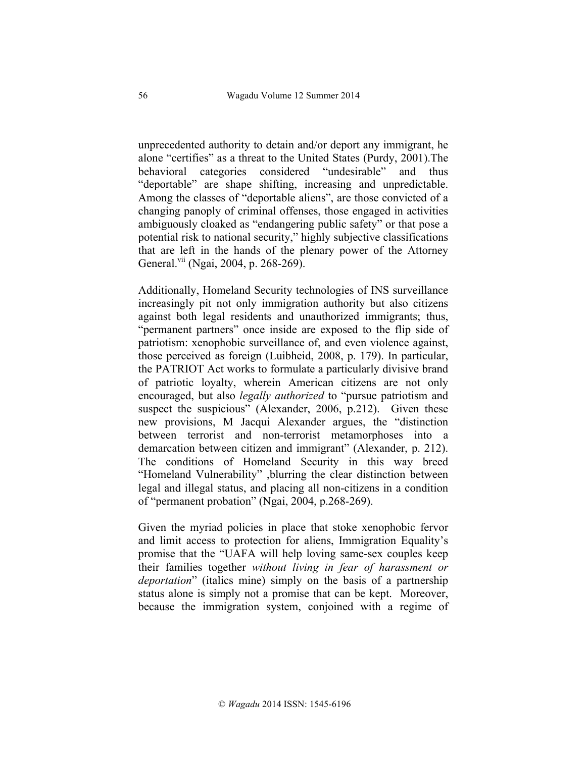unprecedented authority to detain and/or deport any immigrant, he alone "certifies" as a threat to the United States (Purdy, 2001).The behavioral categories considered "undesirable" and thus "deportable" are shape shifting, increasing and unpredictable. Among the classes of "deportable aliens", are those convicted of a changing panoply of criminal offenses, those engaged in activities ambiguously cloaked as "endangering public safety" or that pose a potential risk to national security," highly subjective classifications that are left in the hands of the plenary power of the Attorney General.[vii] (Ngai, 2004, p. 268-269).

Additionally, Homeland Security technologies of INS surveillance increasingly pit not only immigration authority but also citizens against both legal residents and unauthorized immigrants; thus, "permanent partners" once inside are exposed to the flip side of patriotism: xenophobic surveillance of, and even violence against, those perceived as foreign (Luibheid, 2008, p. 179). In particular, the PATRIOT Act works to formulate a particularly divisive brand of patriotic loyalty, wherein American citizens are not only encouraged, but also *legally authorized* to "pursue patriotism and suspect the suspicious" (Alexander, 2006, p.212). Given these new provisions, M Jacqui Alexander argues, the "distinction between terrorist and non-terrorist metamorphoses into a demarcation between citizen and immigrant" (Alexander, p. 212). The conditions of Homeland Security in this way breed "Homeland Vulnerability" ,blurring the clear distinction between legal and illegal status, and placing all non-citizens in a condition of "permanent probation" (Ngai, 2004, p.268-269).

Given the myriad policies in place that stoke xenophobic fervor and limit access to protection for aliens, Immigration Equality's promise that the "UAFA will help loving same-sex couples keep their families together *without living in fear of harassment or deportation*" (italics mine) simply on the basis of a partnership status alone is simply not a promise that can be kept. Moreover, because the immigration system, conjoined with a regime of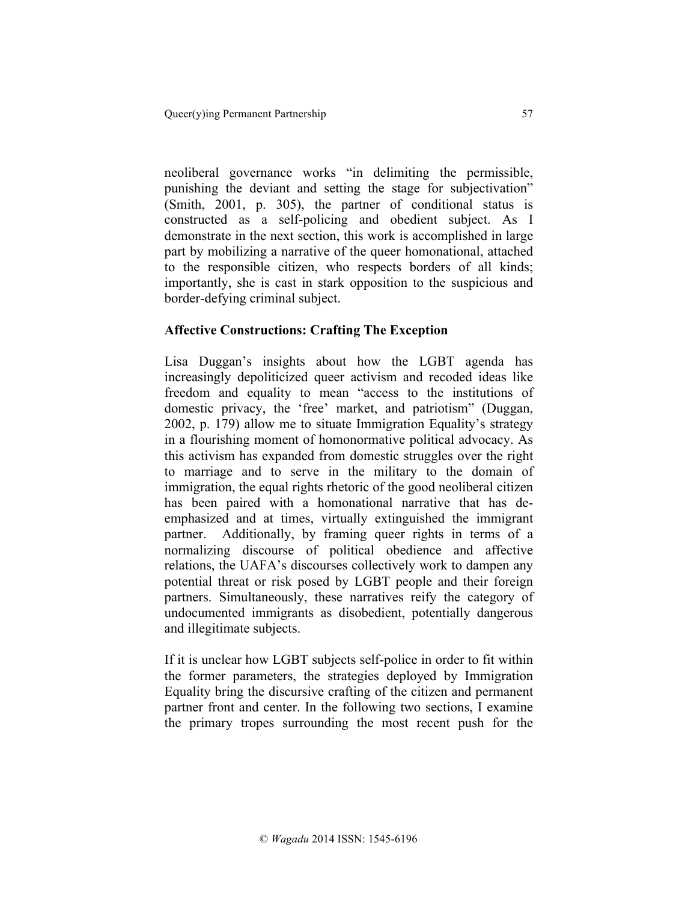neoliberal governance works "in delimiting the permissible, punishing the deviant and setting the stage for subjectivation" (Smith, 2001, p. 305), the partner of conditional status is constructed as a self-policing and obedient subject. As I demonstrate in the next section, this work is accomplished in large part by mobilizing a narrative of the queer homonational, attached to the responsible citizen, who respects borders of all kinds; importantly, she is cast in stark opposition to the suspicious and border-defying criminal subject.

## Affective Constructions: Crafting The Exception

Lisa Duggan's insights about how the LGBT agenda has increasingly depoliticized queer activism and recoded ideas like freedom and equality to mean "access to the institutions of domestic privacy, the 'free' market, and patriotism" (Duggan, 2002, p. 179) allow me to situate Immigration Equality's strategy in a flourishing moment of homonormative political advocacy. As this activism has expanded from domestic struggles over the right to marriage and to serve in the military to the domain of immigration, the equal rights rhetoric of the good neoliberal citizen has been paired with a homonational narrative that has de-emphasized and at times, virtually extinguished the immigrant partner. Additionally, by framing queer rights in terms of a normalizing discourse of political obedience and affective relations, the UAFA's discourses collectively work to dampen any potential threat or risk posed by LGBT people and their foreign partners. Simultaneously, these narratives reify the category of undocumented immigrants as disobedient, potentially dangerous and illegitimate subjects.

If it is unclear how LGBT subjects self-police in order to fit within the former parameters, the strategies deployed by Immigration Equality bring the discursive crafting of the citizen and permanent partner front and center. In the following two sections, I examine the primary tropes surrounding the most recent push for the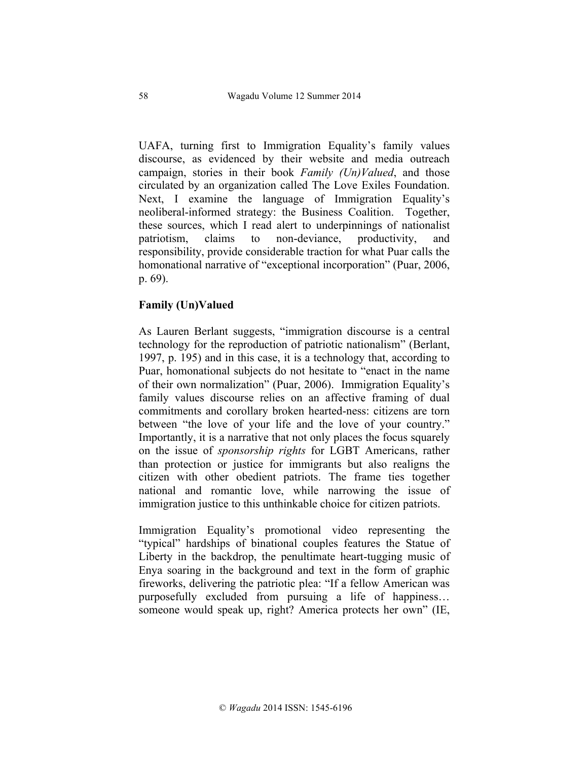UAFA, turning first to Immigration Equality's family values discourse, as evidenced by their website and media outreach campaign, stories in their book *Family (Un)Valued*, and those circulated by an organization called The Love Exiles Foundation. Next, I examine the language of Immigration Equality's neoliberal-informed strategy: the Business Coalition. Together, these sources, which I read alert to underpinnings of nationalist patriotism, claims to non-deviance, productivity, and responsibility, provide considerable traction for what Puar calls the homonational narrative of "exceptional incorporation" (Puar, 2006, p. 69).

## Family (Un)Valued

As Lauren Berlant suggests, "immigration discourse is a central technology for the reproduction of patriotic nationalism" (Berlant, 1997, p. 195) and in this case, it is a technology that, according to Puar, homonational subjects do not hesitate to "enact in the name of their own normalization" (Puar, 2006). Immigration Equality's family values discourse relies on an affective framing of dual commitments and corollary broken hearted-ness: citizens are torn between "the love of your life and the love of your country." Importantly, it is a narrative that not only places the focus squarely on the issue of *sponsorship rights* for LGBT Americans, rather than protection or justice for immigrants but also realigns the citizen with other obedient patriots. The frame ties together national and romantic love, while narrowing the issue of immigration justice to this unthinkable choice for citizen patriots.

Immigration Equality's promotional video representing the "typical" hardships of binational couples features the Statue of Liberty in the backdrop, the penultimate heart-tugging music of Enya soaring in the background and text in the form of graphic fireworks, delivering the patriotic plea: "If a fellow American was purposefully excluded from pursuing a life of happiness… someone would speak up, right? America protects her own" (IE,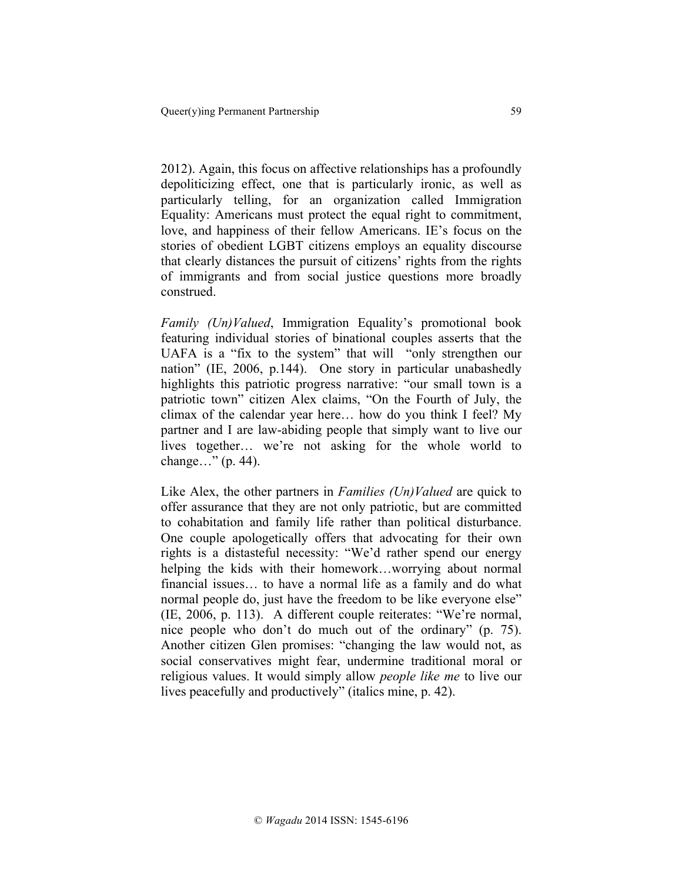2012). Again, this focus on affective relationships has a profoundly depoliticizing effect, one that is particularly ironic, as well as particularly telling, for an organization called Immigration Equality: Americans must protect the equal right to commitment, love, and happiness of their fellow Americans. IE's focus on the stories of obedient LGBT citizens employs an equality discourse that clearly distances the pursuit of citizens' rights from the rights of immigrants and from social justice questions more broadly construed.

*Family (Un)Valued*, Immigration Equality's promotional book featuring individual stories of binational couples asserts that the UAFA is a "fix to the system" that will "only strengthen our nation" (IE, 2006, p.144). One story in particular unabashedly highlights this patriotic progress narrative: "our small town is a patriotic town" citizen Alex claims, "On the Fourth of July, the climax of the calendar year here… how do you think I feel? My partner and I are law-abiding people that simply want to live our lives together… we're not asking for the whole world to change…" (p. 44).

Like Alex, the other partners in *Families (Un)Valued* are quick to offer assurance that they are not only patriotic, but are committed to cohabitation and family life rather than political disturbance. One couple apologetically offers that advocating for their own rights is a distasteful necessity: "We'd rather spend our energy helping the kids with their homework…worrying about normal financial issues… to have a normal life as a family and do what normal people do, just have the freedom to be like everyone else" (IE, 2006, p. 113). A different couple reiterates: "We're normal, nice people who don't do much out of the ordinary" (p. 75). Another citizen Glen promises: "changing the law would not, as social conservatives might fear, undermine traditional moral or religious values. It would simply allow *people like me* to live our lives peacefully and productively" (italics mine, p. 42).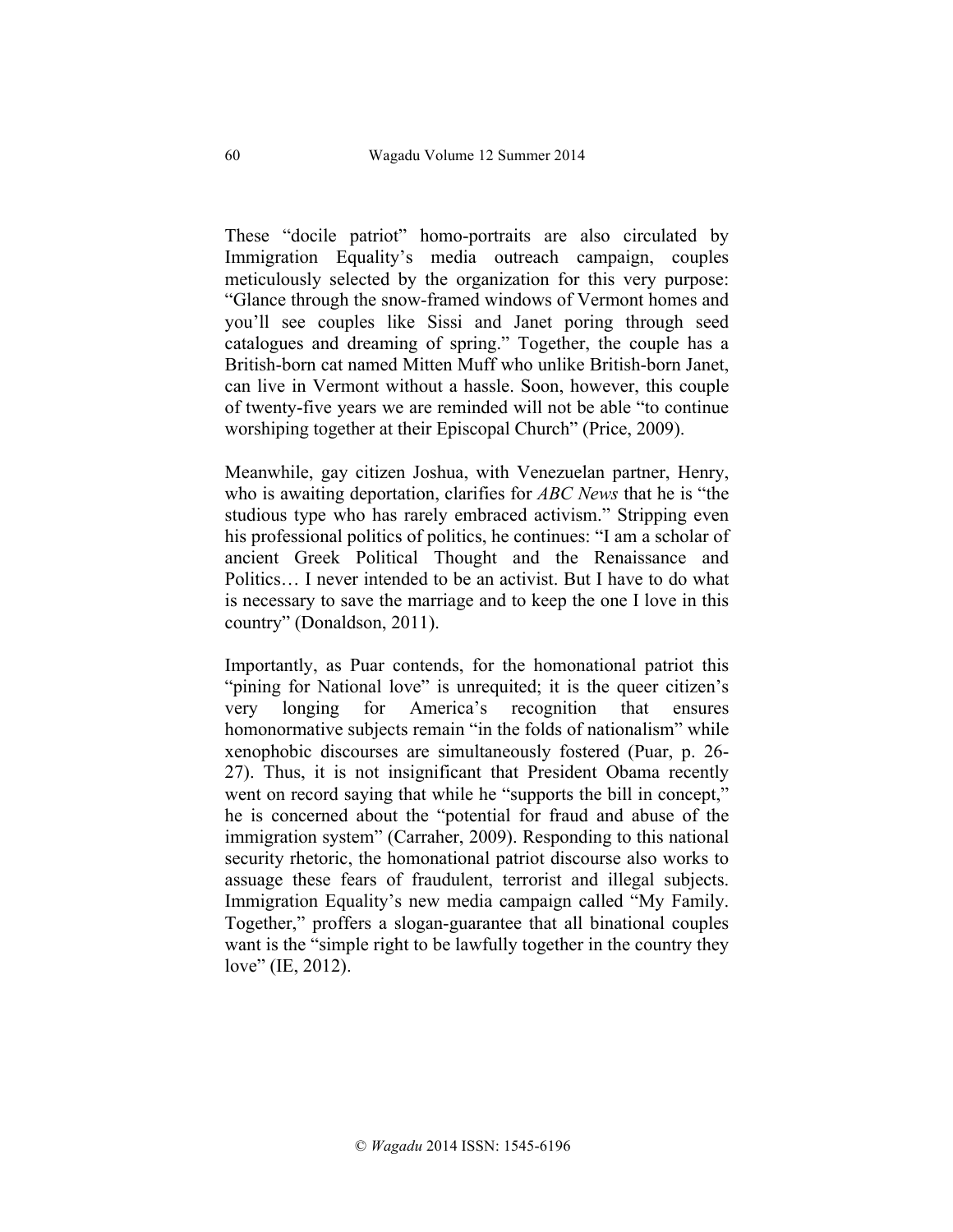These "docile patriot" homo-portraits are also circulated by Immigration Equality's media outreach campaign, couples meticulously selected by the organization for this very purpose: "Glance through the snow-framed windows of Vermont homes and you'll see couples like Sissi and Janet poring through seed catalogues and dreaming of spring." Together, the couple has a British-born cat named Mitten Muff who unlike British-born Janet, can live in Vermont without a hassle. Soon, however, this couple of twenty-five years we are reminded will not be able "to continue worshiping together at their Episcopal Church" (Price, 2009).

Meanwhile, gay citizen Joshua, with Venezuelan partner, Henry, who is awaiting deportation, clarifies for *ABC News* that he is "the studious type who has rarely embraced activism." Stripping even his professional politics of politics, he continues: "I am a scholar of ancient Greek Political Thought and the Renaissance and Politics… I never intended to be an activist. But I have to do what is necessary to save the marriage and to keep the one I love in this country" (Donaldson, 2011).

Importantly, as Puar contends, for the homonational patriot this "pining for National love" is unrequited; it is the queer citizen's very longing for America's recognition that ensures homonormative subjects remain "in the folds of nationalism" while xenophobic discourses are simultaneously fostered (Puar, p. 26-27). Thus, it is not insignificant that President Obama recently went on record saying that while he "supports the bill in concept," he is concerned about the "potential for fraud and abuse of the immigration system" (Carraher, 2009). Responding to this national security rhetoric, the homonational patriot discourse also works to assuage these fears of fraudulent, terrorist and illegal subjects. Immigration Equality's new media campaign called "My Family. Together," proffers a slogan-guarantee that all binational couples want is the "simple right to be lawfully together in the country they love" (IE, 2012).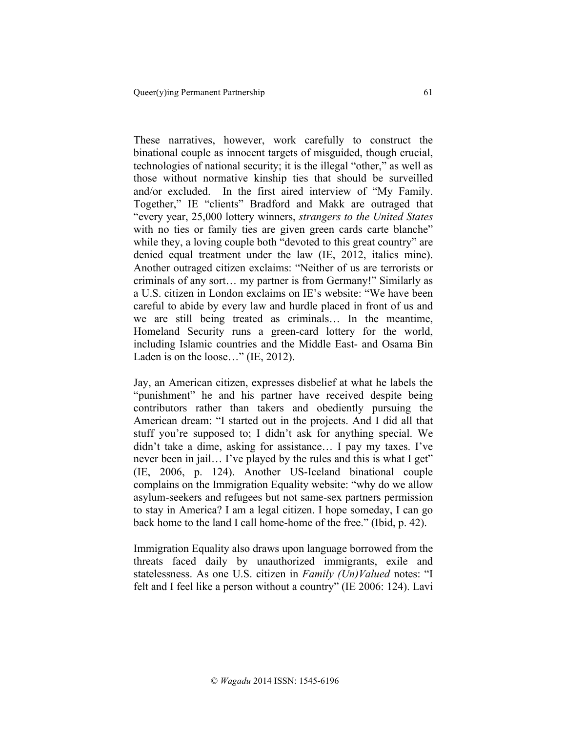These narratives, however, work carefully to construct the binational couple as innocent targets of misguided, though crucial, technologies of national security; it is the illegal "other," as well as those without normative kinship ties that should be surveilled and/or excluded. In the first aired interview of "My Family. Together," IE "clients" Bradford and Makk are outraged that "every year, 25,000 lottery winners, *strangers to the United States* with no ties or family ties are given green cards carte blanche" while they, a loving couple both "devoted to this great country" are denied equal treatment under the law (IE, 2012, italics mine). Another outraged citizen exclaims: "Neither of us are terrorists or criminals of any sort… my partner is from Germany!" Similarly as a U.S. citizen in London exclaims on IE's website: "We have been careful to abide by every law and hurdle placed in front of us and we are still being treated as criminals… In the meantime, Homeland Security runs a green-card lottery for the world, including Islamic countries and the Middle East- and Osama Bin Laden is on the loose…" (IE, 2012).

Jay, an American citizen, expresses disbelief at what he labels the "punishment" he and his partner have received despite being contributors rather than takers and obediently pursuing the American dream: "I started out in the projects. And I did all that stuff you're supposed to; I didn't ask for anything special. We didn't take a dime, asking for assistance… I pay my taxes. I've never been in jail… I've played by the rules and this is what I get" (IE, 2006, p. 124). Another US-Iceland binational couple complains on the Immigration Equality website: "why do we allow asylum-seekers and refugees but not same-sex partners permission to stay in America? I am a legal citizen. I hope someday, I can go back home to the land I call home-home of the free." (Ibid, p. 42).

Immigration Equality also draws upon language borrowed from the threats faced daily by unauthorized immigrants, exile and statelessness. As one U.S. citizen in *Family (Un)Valued* notes: "I felt and I feel like a person without a country" (IE 2006: 124). Lavi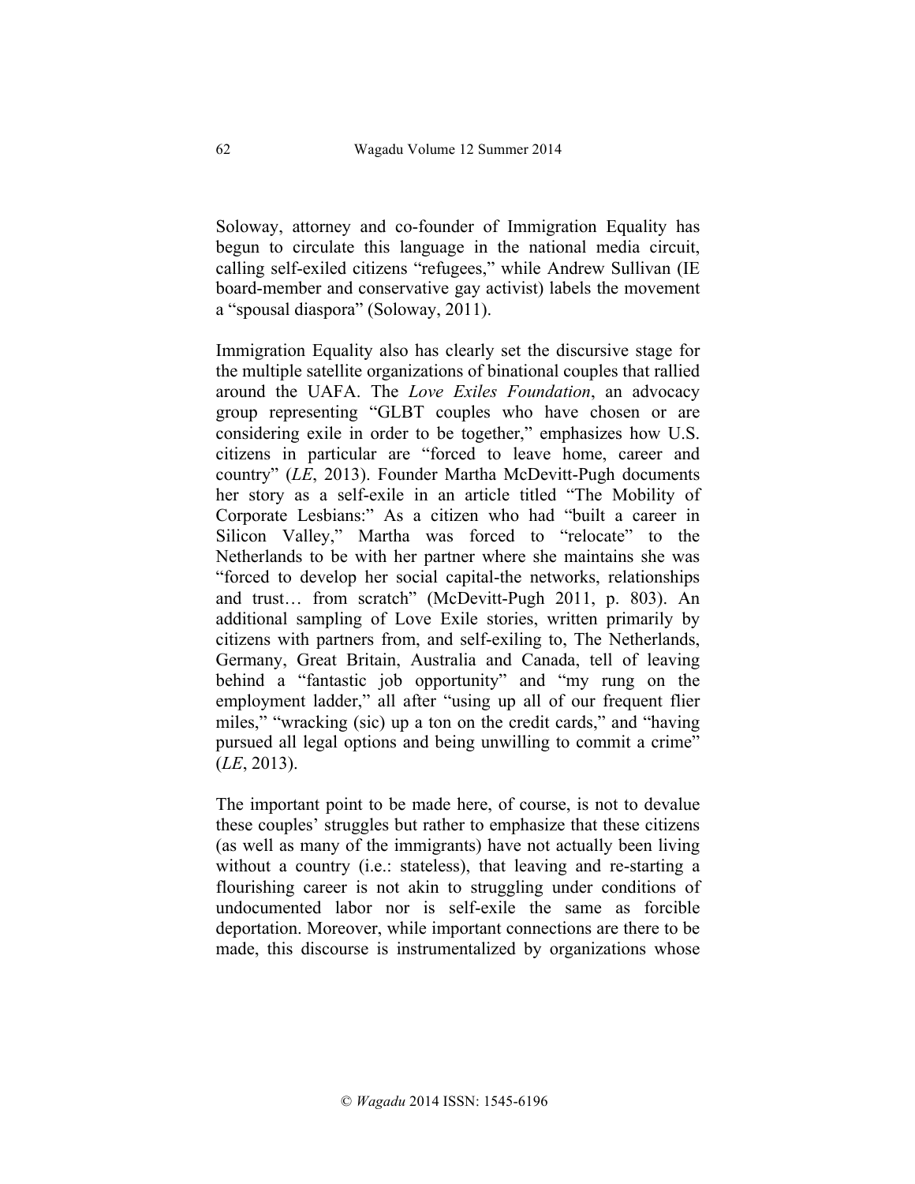Soloway, attorney and co-founder of Immigration Equality has begun to circulate this language in the national media circuit, calling self-exiled citizens "refugees," while Andrew Sullivan (IE board-member and conservative gay activist) labels the movement a "spousal diaspora" (Soloway, 2011).

Immigration Equality also has clearly set the discursive stage for the multiple satellite organizations of binational couples that rallied around the UAFA. The *Love Exiles Foundation*, an advocacy group representing "GLBT couples who have chosen or are considering exile in order to be together," emphasizes how U.S. citizens in particular are "forced to leave home, career and country" (*LE*, 2013). Founder Martha McDevitt-Pugh documents her story as a self-exile in an article titled "The Mobility of Corporate Lesbians:" As a citizen who had "built a career in Silicon Valley," Martha was forced to "relocate" to the Netherlands to be with her partner where she maintains she was "forced to develop her social capital-the networks, relationships and trust… from scratch" (McDevitt-Pugh 2011, p. 803). An additional sampling of Love Exile stories, written primarily by citizens with partners from, and self-exiling to, The Netherlands, Germany, Great Britain, Australia and Canada, tell of leaving behind a "fantastic job opportunity" and "my rung on the employment ladder," all after "using up all of our frequent flier miles," "wracking (sic) up a ton on the credit cards," and "having pursued all legal options and being unwilling to commit a crime" (*LE*, 2013).

The important point to be made here, of course, is not to devalue these couples' struggles but rather to emphasize that these citizens (as well as many of the immigrants) have not actually been living without a country (i.e.: stateless), that leaving and re-starting a flourishing career is not akin to struggling under conditions of undocumented labor nor is self-exile the same as forcible deportation. Moreover, while important connections are there to be made, this discourse is instrumentalized by organizations whose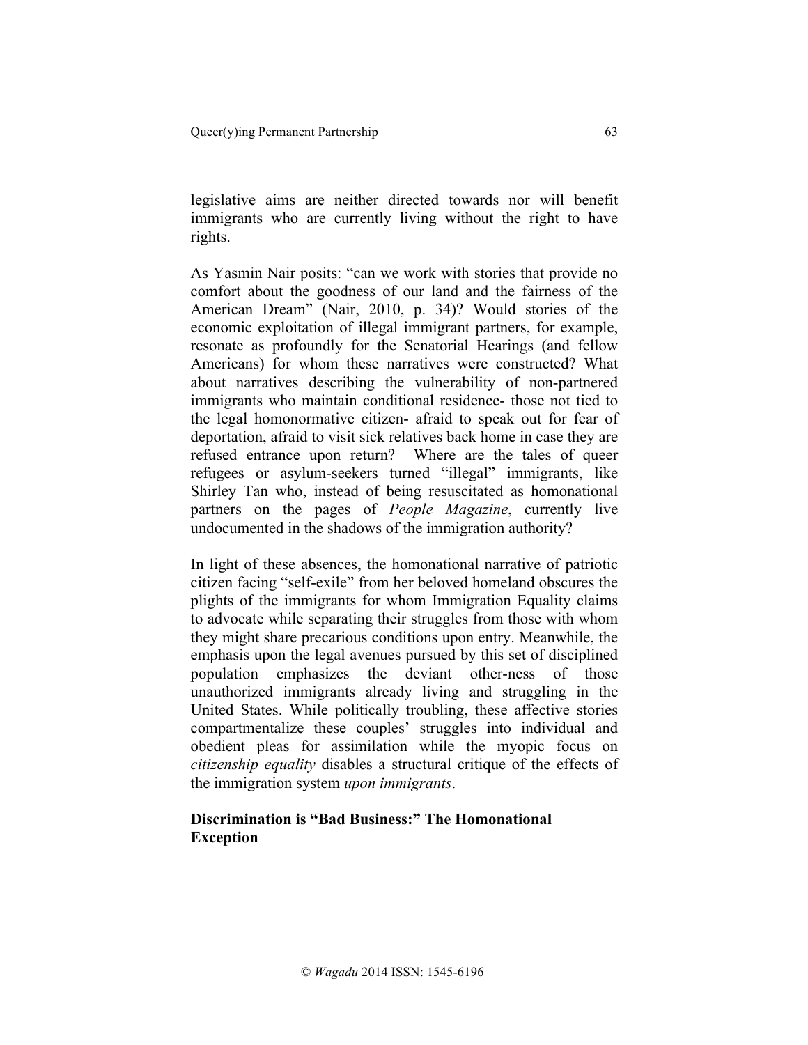legislative aims are neither directed towards nor will benefit immigrants who are currently living without the right to have rights.

As Yasmin Nair posits: "can we work with stories that provide no comfort about the goodness of our land and the fairness of the American Dream" (Nair, 2010, p. 34)? Would stories of the economic exploitation of illegal immigrant partners, for example, resonate as profoundly for the Senatorial Hearings (and fellow Americans) for whom these narratives were constructed? What about narratives describing the vulnerability of non-partnered immigrants who maintain conditional residence- those not tied to the legal homonormative citizen- afraid to speak out for fear of deportation, afraid to visit sick relatives back home in case they are refused entrance upon return? Where are the tales of queer refugees or asylum-seekers turned "illegal" immigrants, like Shirley Tan who, instead of being resuscitated as homonational partners on the pages of *People Magazine*, currently live undocumented in the shadows of the immigration authority?

In light of these absences, the homonational narrative of patriotic citizen facing "self-exile" from her beloved homeland obscures the plights of the immigrants for whom Immigration Equality claims to advocate while separating their struggles from those with whom they might share precarious conditions upon entry. Meanwhile, the emphasis upon the legal avenues pursued by this set of disciplined population emphasizes the deviant other-ness of those unauthorized immigrants already living and struggling in the United States. While politically troubling, these affective stories compartmentalize these couples' struggles into individual and obedient pleas for assimilation while the myopic focus on *citizenship equality* disables a structural critique of the effects of the immigration system *upon immigrants*.

## Discrimination is "Bad Business:" The Homonational Exception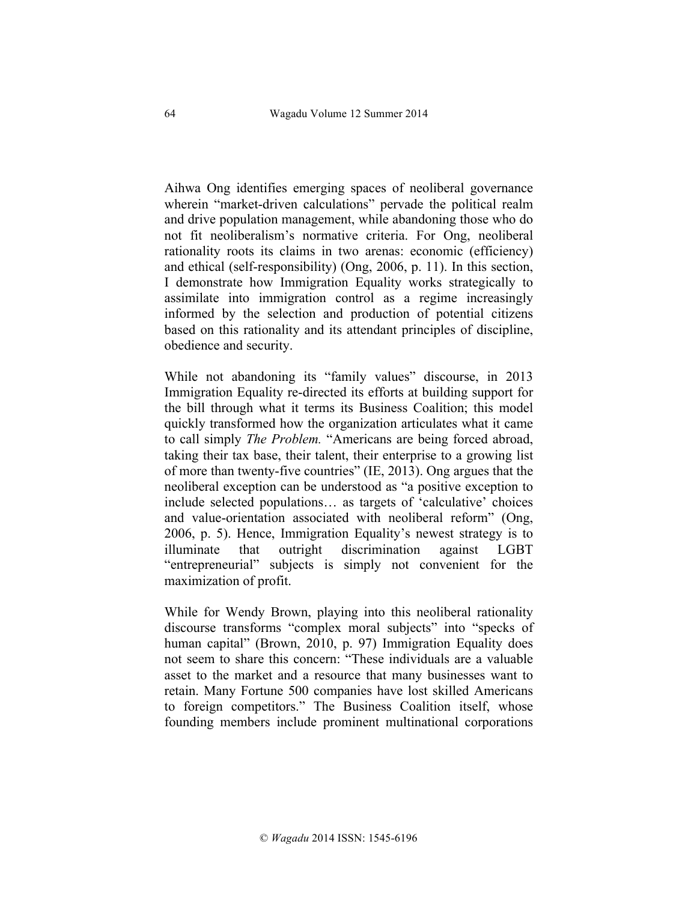Aihwa Ong identifies emerging spaces of neoliberal governance wherein "market-driven calculations" pervade the political realm and drive population management, while abandoning those who do not fit neoliberalism's normative criteria. For Ong, neoliberal rationality roots its claims in two arenas: economic (efficiency) and ethical (self-responsibility) (Ong, 2006, p. 11). In this section, I demonstrate how Immigration Equality works strategically to assimilate into immigration control as a regime increasingly informed by the selection and production of potential citizens based on this rationality and its attendant principles of discipline, obedience and security.

While not abandoning its "family values" discourse, in 2013 Immigration Equality re-directed its efforts at building support for the bill through what it terms its Business Coalition; this model quickly transformed how the organization articulates what it came to call simply *The Problem.* "Americans are being forced abroad, taking their tax base, their talent, their enterprise to a growing list of more than twenty-five countries" (IE, 2013). Ong argues that the neoliberal exception can be understood as "a positive exception to include selected populations… as targets of 'calculative' choices and value-orientation associated with neoliberal reform" (Ong, 2006, p. 5). Hence, Immigration Equality's newest strategy is to illuminate that outright discrimination against LGBT "entrepreneurial" subjects is simply not convenient for the maximization of profit.

While for Wendy Brown, playing into this neoliberal rationality discourse transforms "complex moral subjects" into "specks of human capital" (Brown, 2010, p. 97) Immigration Equality does not seem to share this concern: "These individuals are a valuable asset to the market and a resource that many businesses want to retain. Many Fortune 500 companies have lost skilled Americans to foreign competitors." The Business Coalition itself, whose founding members include prominent multinational corporations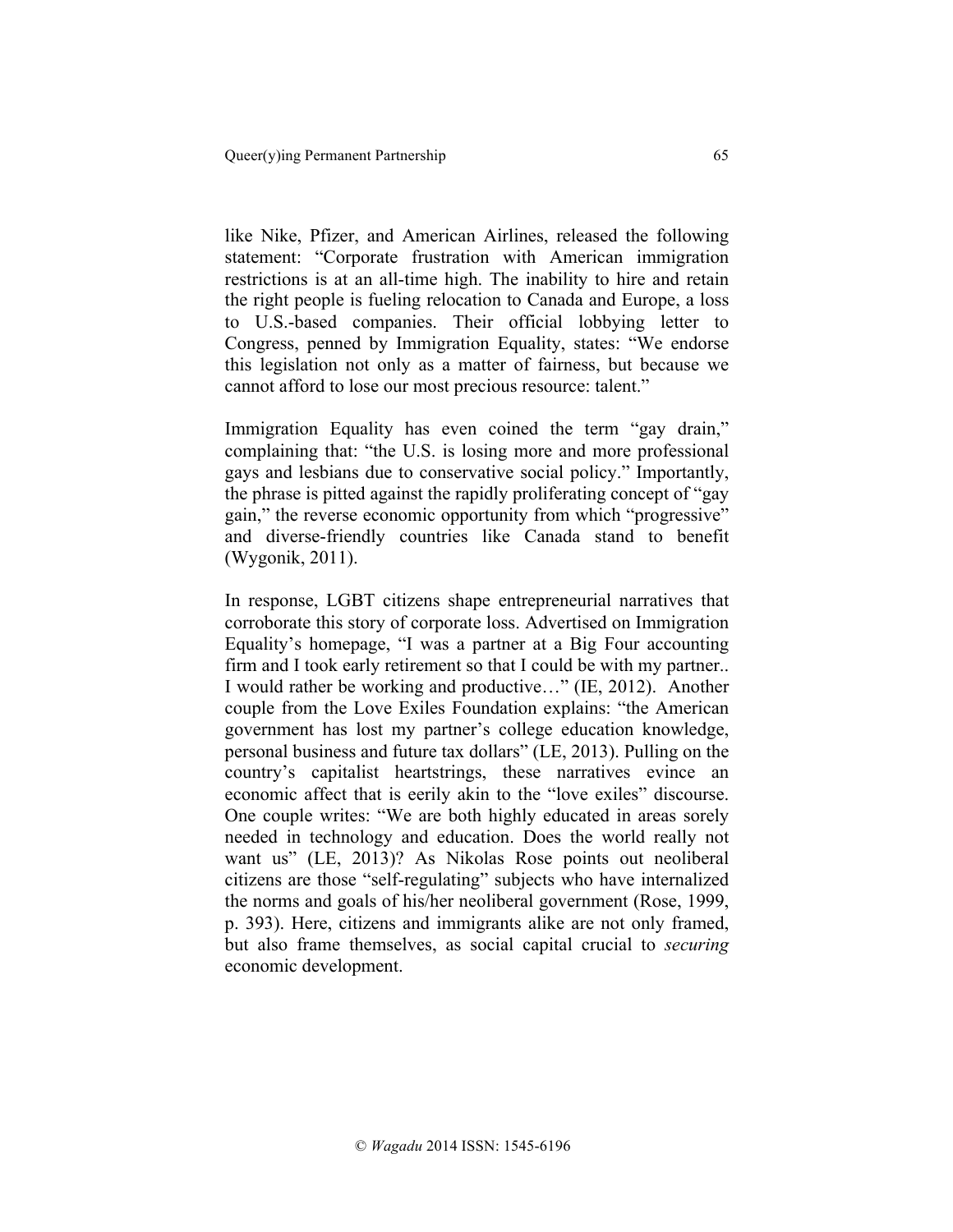like Nike, Pfizer, and American Airlines, released the following statement: "Corporate frustration with American immigration restrictions is at an all-time high. The inability to hire and retain the right people is fueling relocation to Canada and Europe, a loss to U.S.-based companies. Their official lobbying letter to Congress, penned by Immigration Equality, states: "We endorse this legislation not only as a matter of fairness, but because we cannot afford to lose our most precious resource: talent."

Immigration Equality has even coined the term "gay drain," complaining that: "the U.S. is losing more and more professional gays and lesbians due to conservative social policy." Importantly, the phrase is pitted against the rapidly proliferating concept of "gay gain," the reverse economic opportunity from which "progressive" and diverse-friendly countries like Canada stand to benefit (Wygonik, 2011).

In response, LGBT citizens shape entrepreneurial narratives that corroborate this story of corporate loss. Advertised on Immigration Equality's homepage, "I was a partner at a Big Four accounting firm and I took early retirement so that I could be with my partner.. I would rather be working and productive…" (IE, 2012). Another couple from the Love Exiles Foundation explains: "the American government has lost my partner's college education knowledge, personal business and future tax dollars" (LE, 2013). Pulling on the country's capitalist heartstrings, these narratives evince an economic affect that is eerily akin to the "love exiles" discourse. One couple writes: "We are both highly educated in areas sorely needed in technology and education. Does the world really not want us" (LE, 2013)? As Nikolas Rose points out neoliberal citizens are those "self-regulating" subjects who have internalized the norms and goals of his/her neoliberal government (Rose, 1999, p. 393). Here, citizens and immigrants alike are not only framed, but also frame themselves, as social capital crucial to *securing* economic development.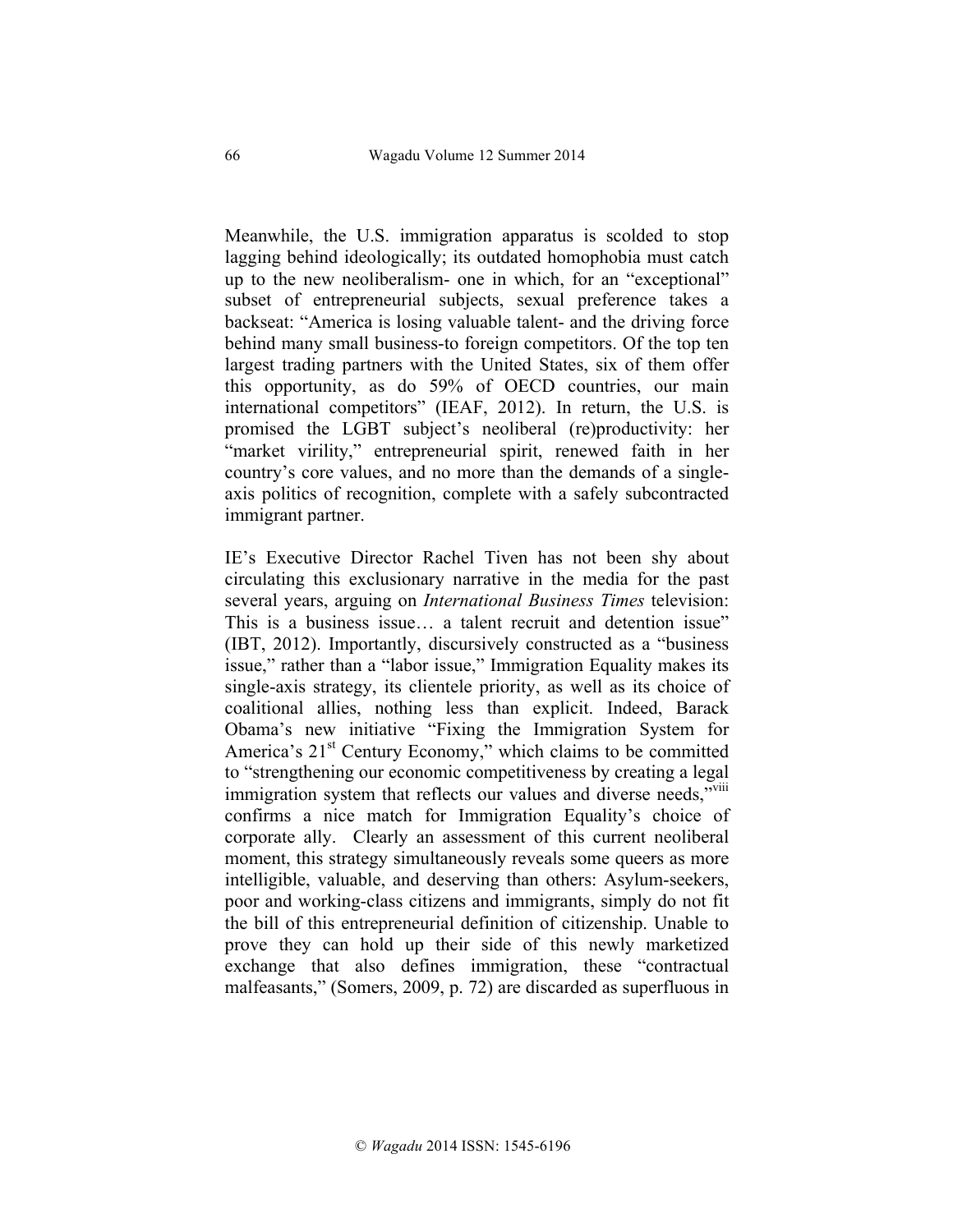Meanwhile, the U.S. immigration apparatus is scolded to stop lagging behind ideologically; its outdated homophobia must catch up to the new neoliberalism- one in which, for an "exceptional" subset of entrepreneurial subjects, sexual preference takes a backseat: "America is losing valuable talent- and the driving force behind many small business-to foreign competitors. Of the top ten largest trading partners with the United States, six of them offer this opportunity, as do 59% of OECD countries, our main international competitors" (IEAF, 2012). In return, the U.S. is promised the LGBT subject's neoliberal (re)productivity: her "market virility," entrepreneurial spirit, renewed faith in her country's core values, and no more than the demands of a single-axis politics of recognition, complete with a safely subcontracted immigrant partner.

IE's Executive Director Rachel Tiven has not been shy about circulating this exclusionary narrative in the media for the past several years, arguing on *International Business Times* television: This is a business issue… a talent recruit and detention issue" (IBT, 2012). Importantly, discursively constructed as a "business issue," rather than a "labor issue," Immigration Equality makes its single-axis strategy, its clientele priority, as well as its choice of coalitional allies, nothing less than explicit. Indeed, Barack Obama's new initiative "Fixing the Immigration System for America's 21st Century Economy," which claims to be committed to "strengthening our economic competitiveness by creating a legal immigration system that reflects our values and diverse needs,"[viii] confirms a nice match for Immigration Equality's choice of corporate ally. Clearly an assessment of this current neoliberal moment, this strategy simultaneously reveals some queers as more intelligible, valuable, and deserving than others: Asylum-seekers, poor and working-class citizens and immigrants, simply do not fit the bill of this entrepreneurial definition of citizenship. Unable to prove they can hold up their side of this newly marketized exchange that also defines immigration, these "contractual malfeasants," (Somers, 2009, p. 72) are discarded as superfluous in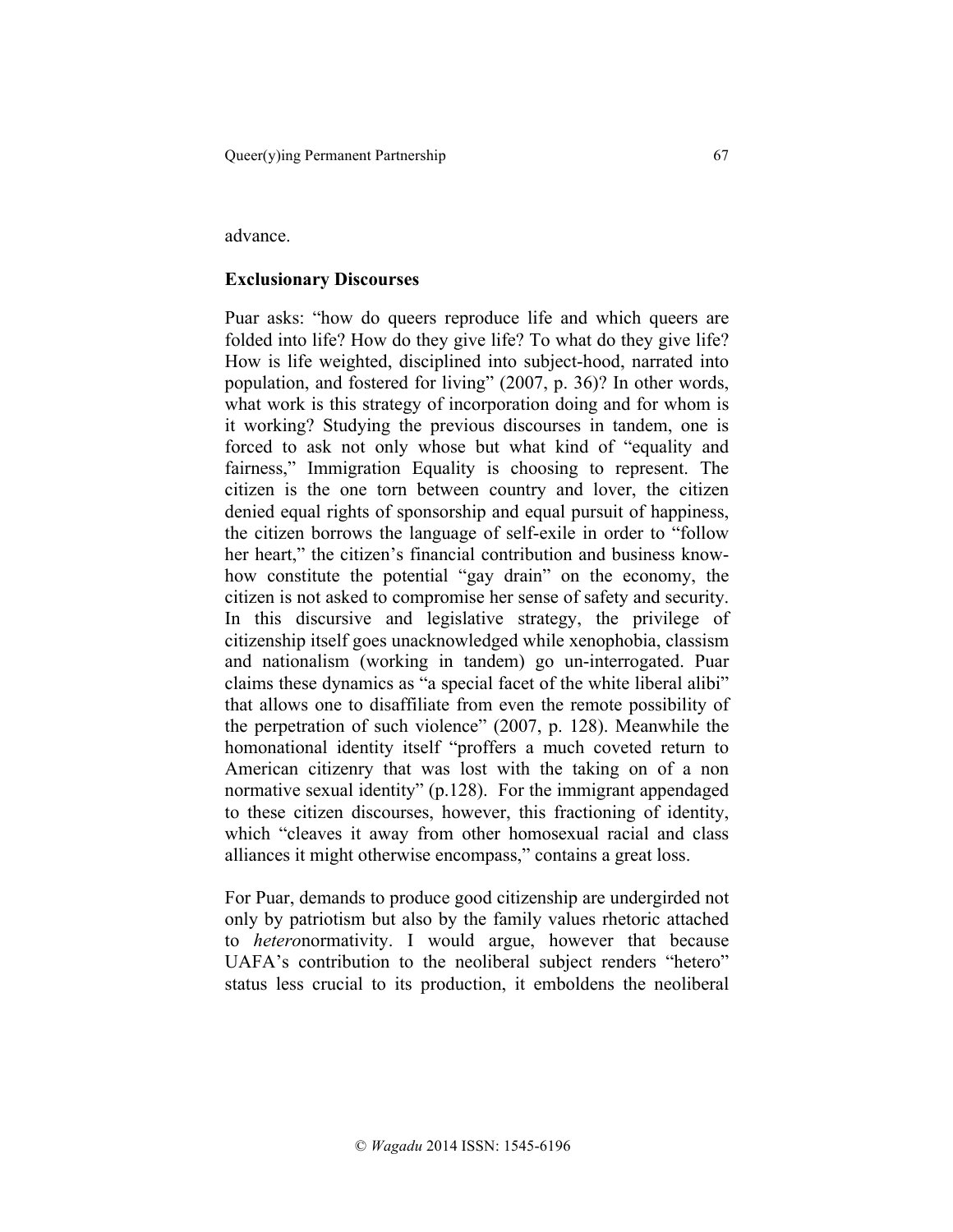advance.

**Exclusionary Discourses**

Puar asks: "how do queers reproduce life and which queers are folded into life? How do they give life? To what do they give life? How is life weighted, disciplined into subject-hood, narrated into population, and fostered for living" (2007, p. 36)? In other words, what work is this strategy of incorporation doing and for whom is it working? Studying the previous discourses in tandem, one is forced to ask not only whose but what kind of "equality and fairness," Immigration Equality is choosing to represent. The citizen is the one torn between country and lover, the citizen denied equal rights of sponsorship and equal pursuit of happiness, the citizen borrows the language of self-exile in order to "follow her heart," the citizen's financial contribution and business know-how constitute the potential "gay drain" on the economy, the citizen is not asked to compromise her sense of safety and security. In this discursive and legislative strategy, the privilege of citizenship itself goes unacknowledged while xenophobia, classism and nationalism (working in tandem) go un-interrogated. Puar claims these dynamics as "a special facet of the white liberal alibi" that allows one to disaffiliate from even the remote possibility of the perpetration of such violence" (2007, p. 128). Meanwhile the homonational identity itself "proffers a much coveted return to American citizenry that was lost with the taking on of a non normative sexual identity" (p.128). For the immigrant appendaged to these citizen discourses, however, this fractioning of identity, which "cleaves it away from other homosexual racial and class alliances it might otherwise encompass," contains a great loss.

For Puar, demands to produce good citizenship are undergirded not only by patriotism but also by the family values rhetoric attached to *hetero*normativity. I would argue, however that because UAFA's contribution to the neoliberal subject renders "hetero" status less crucial to its production, it emboldens the neoliberal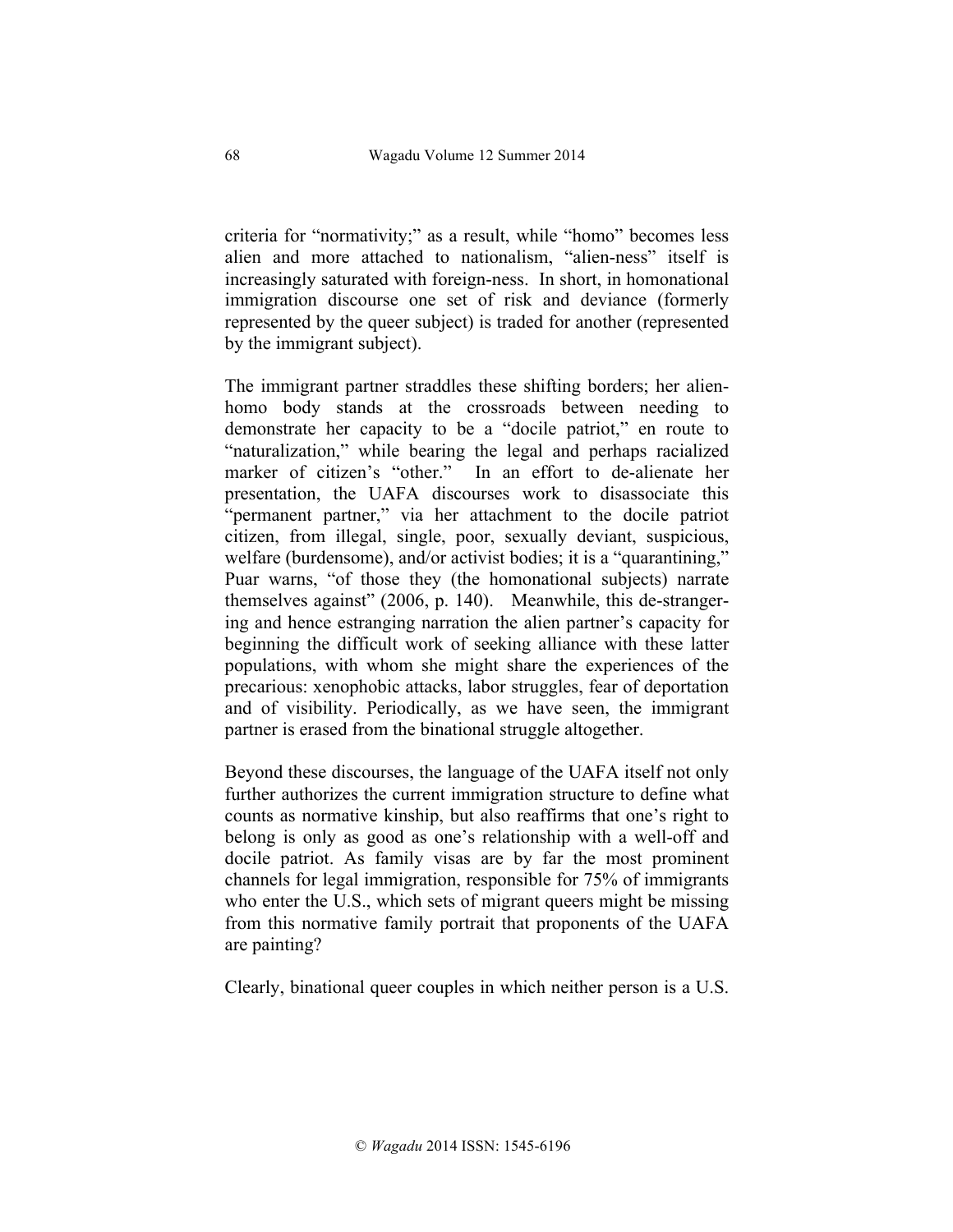criteria for “normativity;” as a result, while “homo” becomes less alien and more attached to nationalism, “alien-ness” itself is increasingly saturated with foreign-ness. In short, in homonational immigration discourse one set of risk and deviance (formerly represented by the queer subject) is traded for another (represented by the immigrant subject).

The immigrant partner straddles these shifting borders; her alien-homo body stands at the crossroads between needing to demonstrate her capacity to be a “docile patriot,” en route to “naturalization,” while bearing the legal and perhaps racialized marker of citizen’s “other.” In an effort to de-alienate her presentation, the UAFA discourses work to disassociate this “permanent partner,” via her attachment to the docile patriot citizen, from illegal, single, poor, sexually deviant, suspicious, welfare (burdensome), and/or activist bodies; it is a “quarantining,” Puar warns, “of those they (the homonational subjects) narrate themselves against” (2006, p. 140). Meanwhile, this de-stranger-ing and hence estranging narration the alien partner’s capacity for beginning the difficult work of seeking alliance with these latter populations, with whom she might share the experiences of the precarious: xenophobic attacks, labor struggles, fear of deportation and of visibility. Periodically, as we have seen, the immigrant partner is erased from the binational struggle altogether.

Beyond these discourses, the language of the UAFA itself not only further authorizes the current immigration structure to define what counts as normative kinship, but also reaffirms that one’s right to belong is only as good as one’s relationship with a well-off and docile patriot. As family visas are by far the most prominent channels for legal immigration, responsible for 75% of immigrants who enter the U.S., which sets of migrant queers might be missing from this normative family portrait that proponents of the UAFA are painting?

Clearly, binational queer couples in which neither person is a U.S.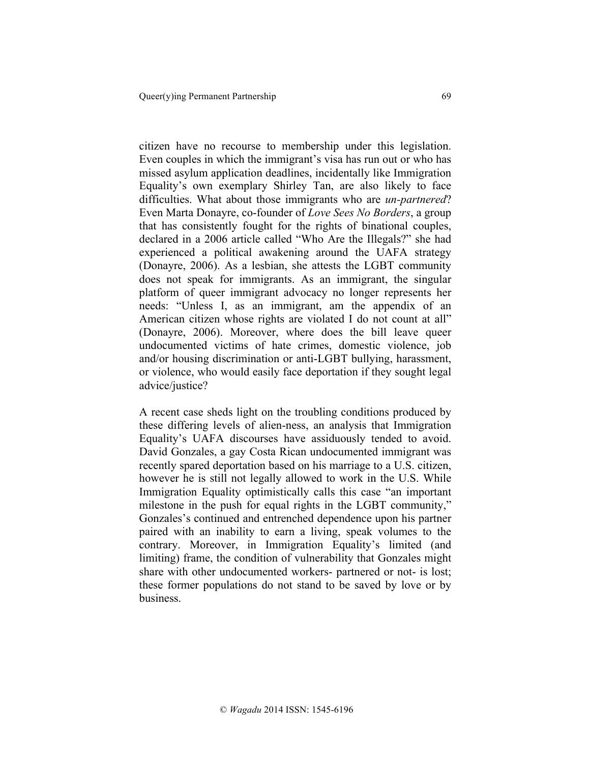citizen have no recourse to membership under this legislation. Even couples in which the immigrant's visa has run out or who has missed asylum application deadlines, incidentally like Immigration Equality's own exemplary Shirley Tan, are also likely to face difficulties. What about those immigrants who are *un-partnered*? Even Marta Donayre, co-founder of *Love Sees No Borders*, a group that has consistently fought for the rights of binational couples, declared in a 2006 article called "Who Are the Illegals?" she had experienced a political awakening around the UAFA strategy (Donayre, 2006). As a lesbian, she attests the LGBT community does not speak for immigrants. As an immigrant, the singular platform of queer immigrant advocacy no longer represents her needs: "Unless I, as an immigrant, am the appendix of an American citizen whose rights are violated I do not count at all" (Donayre, 2006). Moreover, where does the bill leave queer undocumented victims of hate crimes, domestic violence, job and/or housing discrimination or anti-LGBT bullying, harassment, or violence, who would easily face deportation if they sought legal advice/justice?

A recent case sheds light on the troubling conditions produced by these differing levels of alien-ness, an analysis that Immigration Equality's UAFA discourses have assiduously tended to avoid. David Gonzales, a gay Costa Rican undocumented immigrant was recently spared deportation based on his marriage to a U.S. citizen, however he is still not legally allowed to work in the U.S. While Immigration Equality optimistically calls this case "an important milestone in the push for equal rights in the LGBT community," Gonzales's continued and entrenched dependence upon his partner paired with an inability to earn a living, speak volumes to the contrary. Moreover, in Immigration Equality's limited (and limiting) frame, the condition of vulnerability that Gonzales might share with other undocumented workers- partnered or not- is lost; these former populations do not stand to be saved by love or by business.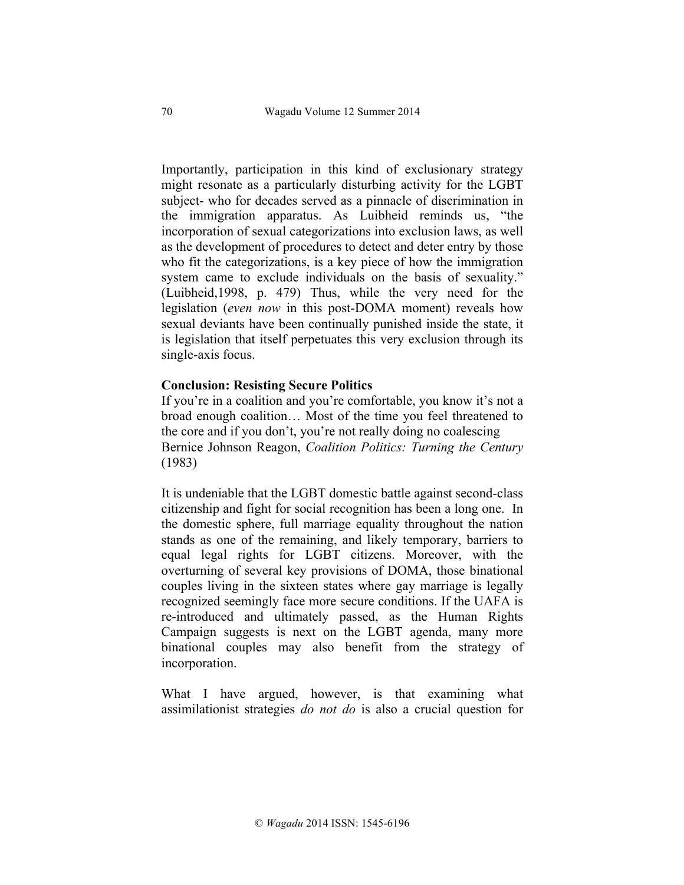Importantly, participation in this kind of exclusionary strategy might resonate as a particularly disturbing activity for the LGBT subject- who for decades served as a pinnacle of discrimination in the immigration apparatus. As Luibheid reminds us, "the incorporation of sexual categorizations into exclusion laws, as well as the development of procedures to detect and deter entry by those who fit the categorizations, is a key piece of how the immigration system came to exclude individuals on the basis of sexuality." (Luibheid,1998, p. 479) Thus, while the very need for the legislation (*even now* in this post-DOMA moment) reveals how sexual deviants have been continually punished inside the state, it is legislation that itself perpetuates this very exclusion through its single-axis focus.

**Conclusion: Resisting Secure Politics**

If you're in a coalition and you're comfortable, you know it's not a broad enough coalition… Most of the time you feel threatened to the core and if you don't, you're not really doing no coalescing
Bernice Johnson Reagon, *Coalition Politics: Turning the Century* (1983)

It is undeniable that the LGBT domestic battle against second-class citizenship and fight for social recognition has been a long one. In the domestic sphere, full marriage equality throughout the nation stands as one of the remaining, and likely temporary, barriers to equal legal rights for LGBT citizens. Moreover, with the overturning of several key provisions of DOMA, those binational couples living in the sixteen states where gay marriage is legally recognized seemingly face more secure conditions. If the UAFA is re-introduced and ultimately passed, as the Human Rights Campaign suggests is next on the LGBT agenda, many more binational couples may also benefit from the strategy of incorporation.

What I have argued, however, is that examining what assimilationist strategies *do not do* is also a crucial question for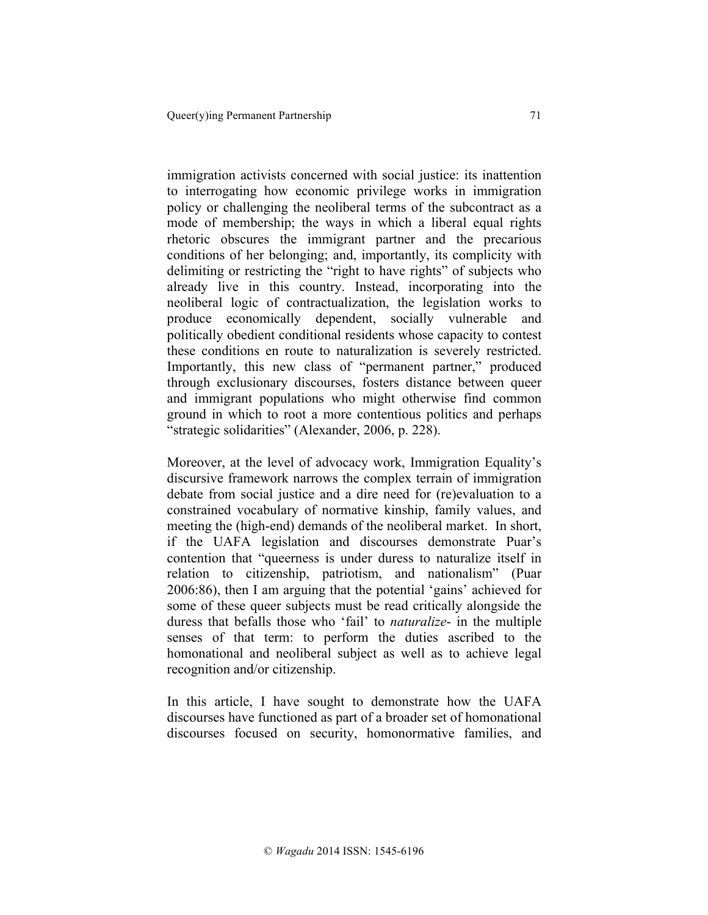immigration activists concerned with social justice: its inattention to interrogating how economic privilege works in immigration policy or challenging the neoliberal terms of the subcontract as a mode of membership; the ways in which a liberal equal rights rhetoric obscures the immigrant partner and the precarious conditions of her belonging; and, importantly, its complicity with delimiting or restricting the "right to have rights" of subjects who already live in this country. Instead, incorporating into the neoliberal logic of contractualization, the legislation works to produce economically dependent, socially vulnerable and politically obedient conditional residents whose capacity to contest these conditions en route to naturalization is severely restricted. Importantly, this new class of "permanent partner," produced through exclusionary discourses, fosters distance between queer and immigrant populations who might otherwise find common ground in which to root a more contentious politics and perhaps "strategic solidarities" (Alexander, 2006, p. 228).

Moreover, at the level of advocacy work, Immigration Equality's discursive framework narrows the complex terrain of immigration debate from social justice and a dire need for (re)evaluation to a constrained vocabulary of normative kinship, family values, and meeting the (high-end) demands of the neoliberal market. In short, if the UAFA legislation and discourses demonstrate Puar's contention that "queerness is under duress to naturalize itself in relation to citizenship, patriotism, and nationalism" (Puar 2006:86), then I am arguing that the potential 'gains' achieved for some of these queer subjects must be read critically alongside the duress that befalls those who 'fail' to *naturalize*- in the multiple senses of that term: to perform the duties ascribed to the homonational and neoliberal subject as well as to achieve legal recognition and/or citizenship.

In this article, I have sought to demonstrate how the UAFA discourses have functioned as part of a broader set of homonational discourses focused on security, homonormative families, and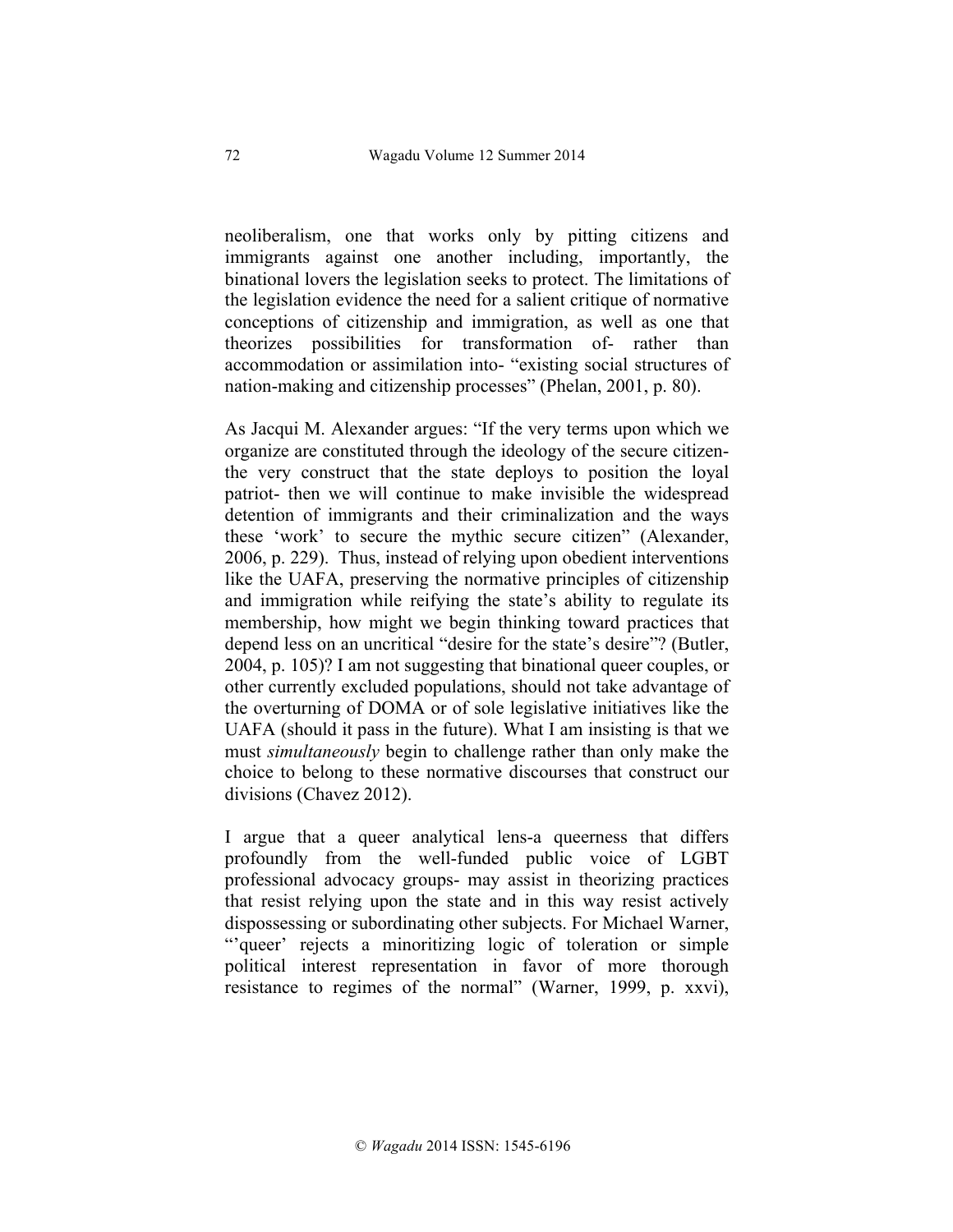neoliberalism, one that works only by pitting citizens and immigrants against one another including, importantly, the binational lovers the legislation seeks to protect. The limitations of the legislation evidence the need for a salient critique of normative conceptions of citizenship and immigration, as well as one that theorizes possibilities for transformation of- rather than accommodation or assimilation into- "existing social structures of nation-making and citizenship processes" (Phelan, 2001, p. 80).

As Jacqui M. Alexander argues: "If the very terms upon which we organize are constituted through the ideology of the secure citizen- the very construct that the state deploys to position the loyal patriot- then we will continue to make invisible the widespread detention of immigrants and their criminalization and the ways these 'work' to secure the mythic secure citizen" (Alexander, 2006, p. 229). Thus, instead of relying upon obedient interventions like the UAFA, preserving the normative principles of citizenship and immigration while reifying the state's ability to regulate its membership, how might we begin thinking toward practices that depend less on an uncritical "desire for the state's desire"? (Butler, 2004, p. 105)? I am not suggesting that binational queer couples, or other currently excluded populations, should not take advantage of the overturning of DOMA or of sole legislative initiatives like the UAFA (should it pass in the future). What I am insisting is that we must *simultaneously* begin to challenge rather than only make the choice to belong to these normative discourses that construct our divisions (Chavez 2012).

I argue that a queer analytical lens-a queerness that differs profoundly from the well-funded public voice of LGBT professional advocacy groups- may assist in theorizing practices that resist relying upon the state and in this way resist actively dispossessing or subordinating other subjects. For Michael Warner, "'queer' rejects a minoritizing logic of toleration or simple political interest representation in favor of more thorough resistance to regimes of the normal" (Warner, 1999, p. xxvi),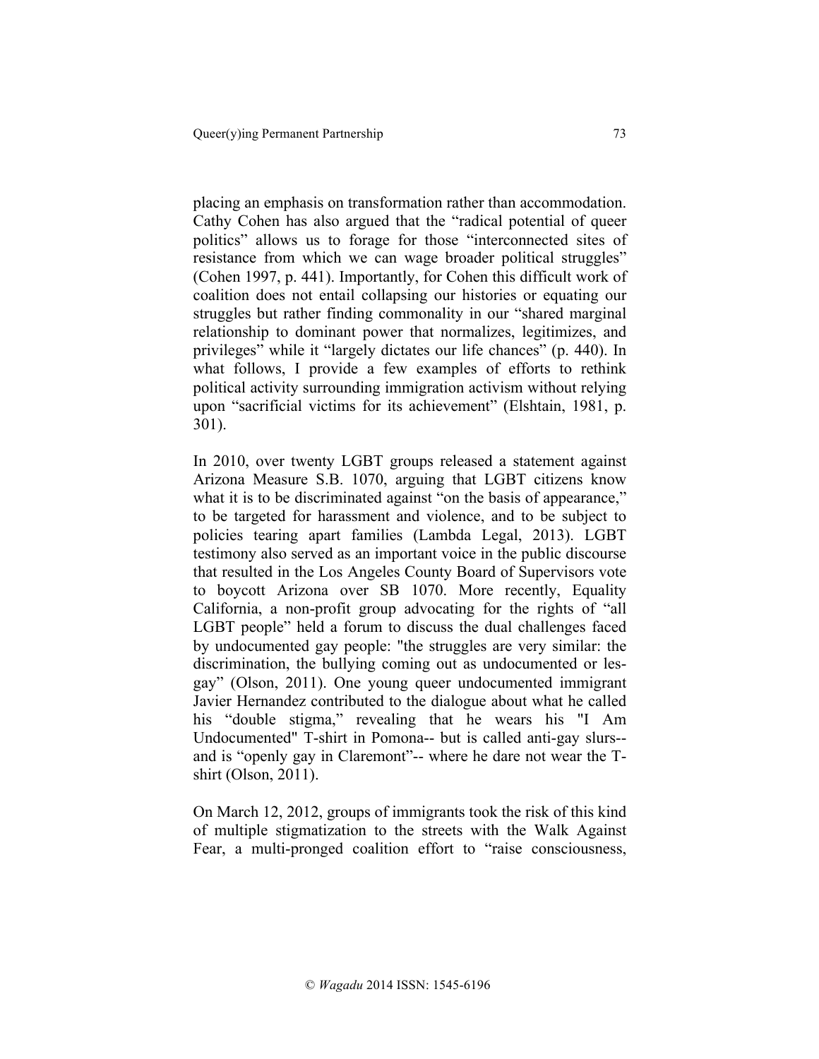placing an emphasis on transformation rather than accommodation. Cathy Cohen has also argued that the "radical potential of queer politics" allows us to forage for those "interconnected sites of resistance from which we can wage broader political struggles" (Cohen 1997, p. 441). Importantly, for Cohen this difficult work of coalition does not entail collapsing our histories or equating our struggles but rather finding commonality in our "shared marginal relationship to dominant power that normalizes, legitimizes, and privileges" while it "largely dictates our life chances" (p. 440). In what follows, I provide a few examples of efforts to rethink political activity surrounding immigration activism without relying upon "sacrificial victims for its achievement" (Elshtain, 1981, p. 301).

In 2010, over twenty LGBT groups released a statement against Arizona Measure S.B. 1070, arguing that LGBT citizens know what it is to be discriminated against "on the basis of appearance," to be targeted for harassment and violence, and to be subject to policies tearing apart families (Lambda Legal, 2013). LGBT testimony also served as an important voice in the public discourse that resulted in the Los Angeles County Board of Supervisors vote to boycott Arizona over SB 1070. More recently, Equality California, a non-profit group advocating for the rights of "all LGBT people" held a forum to discuss the dual challenges faced by undocumented gay people: "the struggles are very similar: the discrimination, the bullying coming out as undocumented or les-gay" (Olson, 2011). One young queer undocumented immigrant Javier Hernandez contributed to the dialogue about what he called his "double stigma," revealing that he wears his "I Am Undocumented" T-shirt in Pomona-- but is called anti-gay slurs-- and is "openly gay in Claremont"-- where he dare not wear the T-shirt (Olson, 2011).

On March 12, 2012, groups of immigrants took the risk of this kind of multiple stigmatization to the streets with the Walk Against Fear, a multi-pronged coalition effort to "raise consciousness,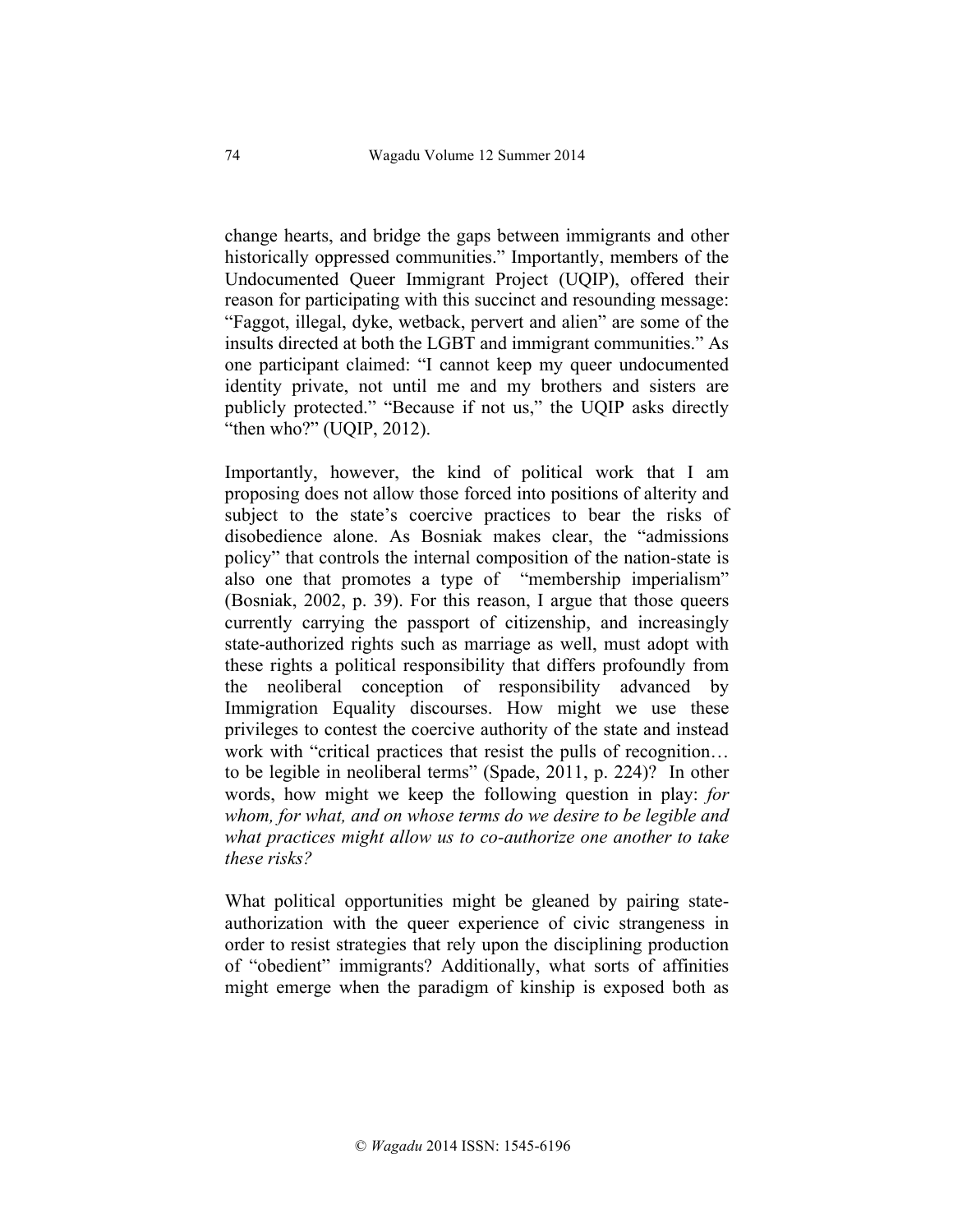change hearts, and bridge the gaps between immigrants and other historically oppressed communities." Importantly, members of the Undocumented Queer Immigrant Project (UQIP), offered their reason for participating with this succinct and resounding message: "Faggot, illegal, dyke, wetback, pervert and alien" are some of the insults directed at both the LGBT and immigrant communities." As one participant claimed: "I cannot keep my queer undocumented identity private, not until me and my brothers and sisters are publicly protected." "Because if not us," the UQIP asks directly "then who?" (UQIP, 2012).

Importantly, however, the kind of political work that I am proposing does not allow those forced into positions of alterity and subject to the state's coercive practices to bear the risks of disobedience alone. As Bosniak makes clear, the "admissions policy" that controls the internal composition of the nation-state is also one that promotes a type of "membership imperialism" (Bosniak, 2002, p. 39). For this reason, I argue that those queers currently carrying the passport of citizenship, and increasingly state-authorized rights such as marriage as well, must adopt with these rights a political responsibility that differs profoundly from the neoliberal conception of responsibility advanced by Immigration Equality discourses. How might we use these privileges to contest the coercive authority of the state and instead work with "critical practices that resist the pulls of recognition… to be legible in neoliberal terms" (Spade, 2011, p. 224)? In other words, how might we keep the following question in play: *for whom, for what, and on whose terms do we desire to be legible and what practices might allow us to co-authorize one another to take these risks?*

What political opportunities might be gleaned by pairing state-authorization with the queer experience of civic strangeness in order to resist strategies that rely upon the disciplining production of "obedient" immigrants? Additionally, what sorts of affinities might emerge when the paradigm of kinship is exposed both as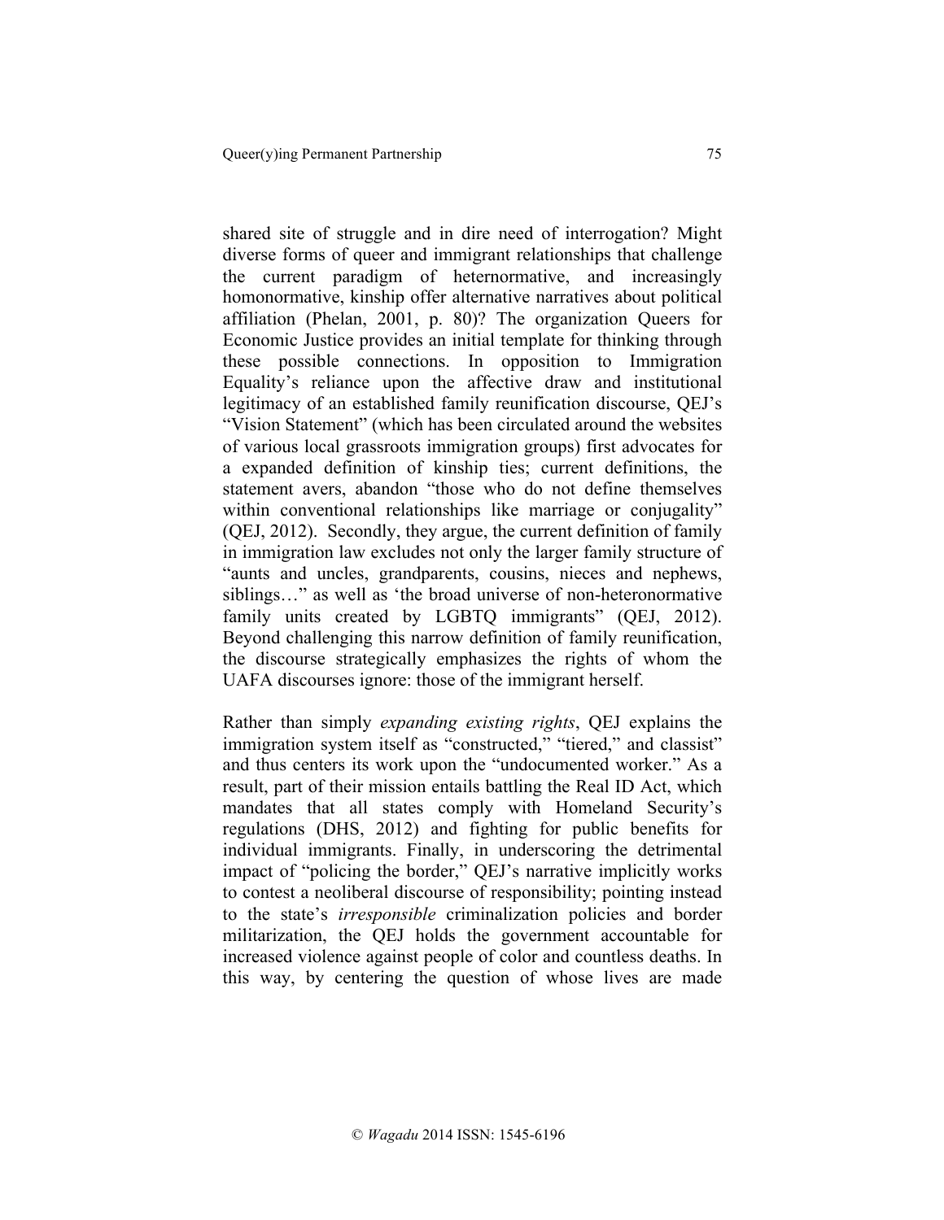shared site of struggle and in dire need of interrogation? Might diverse forms of queer and immigrant relationships that challenge the current paradigm of heternormative, and increasingly homonormative, kinship offer alternative narratives about political affiliation (Phelan, 2001, p. 80)? The organization Queers for Economic Justice provides an initial template for thinking through these possible connections. In opposition to Immigration Equality's reliance upon the affective draw and institutional legitimacy of an established family reunification discourse, QEJ's "Vision Statement" (which has been circulated around the websites of various local grassroots immigration groups) first advocates for a expanded definition of kinship ties; current definitions, the statement avers, abandon "those who do not define themselves within conventional relationships like marriage or conjugality" (QEJ, 2012). Secondly, they argue, the current definition of family in immigration law excludes not only the larger family structure of "aunts and uncles, grandparents, cousins, nieces and nephews, siblings…" as well as 'the broad universe of non-heteronormative family units created by LGBTQ immigrants" (QEJ, 2012). Beyond challenging this narrow definition of family reunification, the discourse strategically emphasizes the rights of whom the UAFA discourses ignore: those of the immigrant herself.

Rather than simply *expanding existing rights*, QEJ explains the immigration system itself as "constructed," "tiered," and classist" and thus centers its work upon the "undocumented worker." As a result, part of their mission entails battling the Real ID Act, which mandates that all states comply with Homeland Security's regulations (DHS, 2012) and fighting for public benefits for individual immigrants. Finally, in underscoring the detrimental impact of "policing the border," QEJ's narrative implicitly works to contest a neoliberal discourse of responsibility; pointing instead to the state's *irresponsible* criminalization policies and border militarization, the QEJ holds the government accountable for increased violence against people of color and countless deaths. In this way, by centering the question of whose lives are made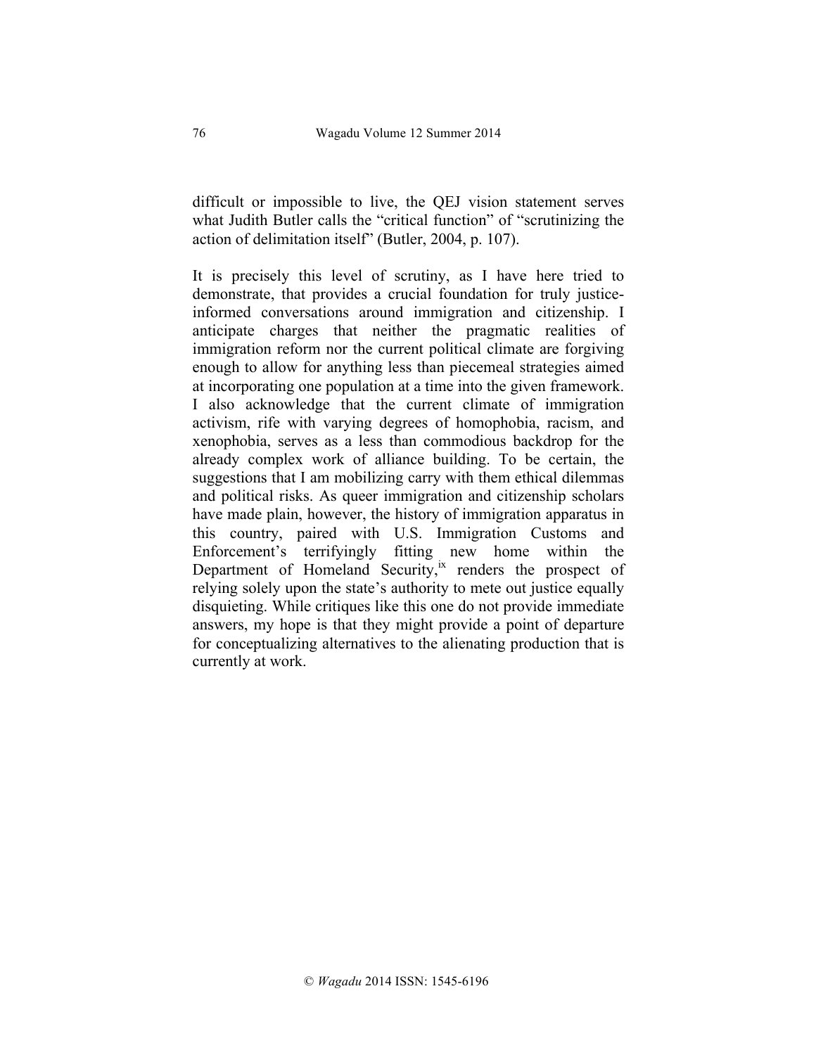difficult or impossible to live, the QEJ vision statement serves what Judith Butler calls the "critical function" of "scrutinizing the action of delimitation itself" (Butler, 2004, p. 107).

It is precisely this level of scrutiny, as I have here tried to demonstrate, that provides a crucial foundation for truly justice-informed conversations around immigration and citizenship. I anticipate charges that neither the pragmatic realities of immigration reform nor the current political climate are forgiving enough to allow for anything less than piecemeal strategies aimed at incorporating one population at a time into the given framework. I also acknowledge that the current climate of immigration activism, rife with varying degrees of homophobia, racism, and xenophobia, serves as a less than commodious backdrop for the already complex work of alliance building. To be certain, the suggestions that I am mobilizing carry with them ethical dilemmas and political risks. As queer immigration and citizenship scholars have made plain, however, the history of immigration apparatus in this country, paired with U.S. Immigration Customs and Enforcement's terrifyingly fitting new home within the Department of Homeland Security,[ix] renders the prospect of relying solely upon the state's authority to mete out justice equally disquieting. While critiques like this one do not provide immediate answers, my hope is that they might provide a point of departure for conceptualizing alternatives to the alienating production that is currently at work.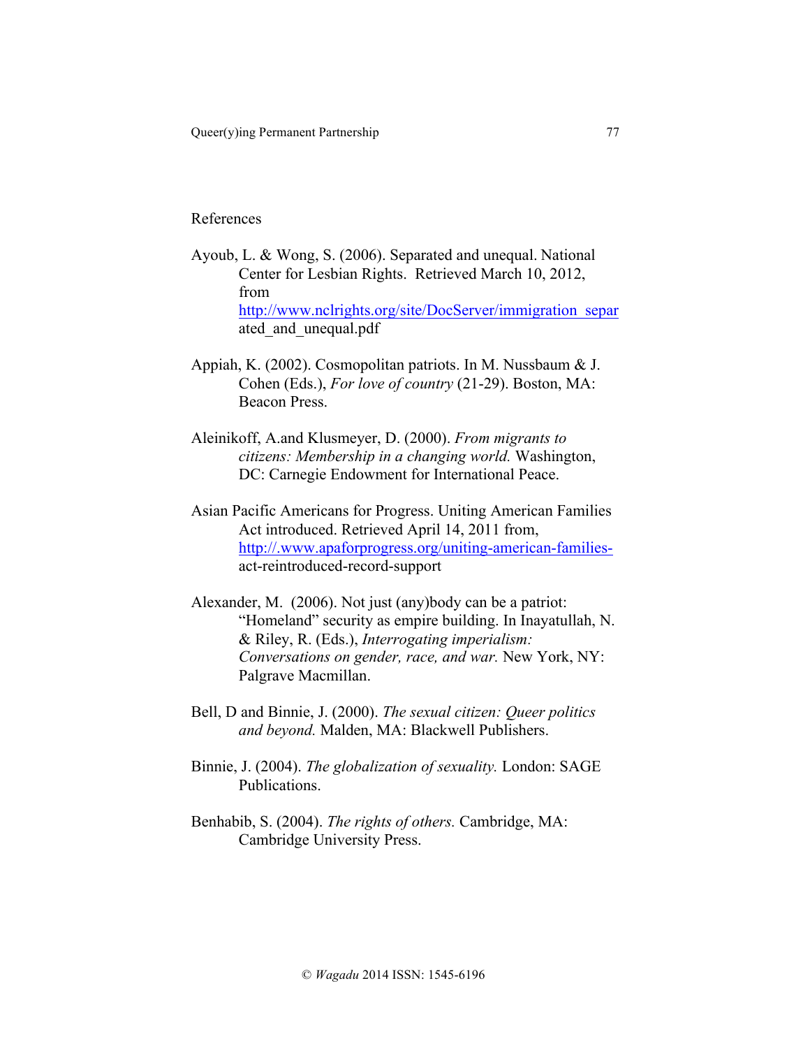References

Ayoub, L. & Wong, S. (2006). Separated and unequal. National Center for Lesbian Rights. Retrieved March 10, 2012, from http://www.nclrights.org/site/DocServer/immigration_separated_and_unequal.pdf

Appiah, K. (2002). Cosmopolitan patriots. In M. Nussbaum & J. Cohen (Eds.), *For love of country* (21-29). Boston, MA: Beacon Press.

Aleinikoff, A.and Klusmeyer, D. (2000). *From migrants to citizens: Membership in a changing world.* Washington, DC: Carnegie Endowment for International Peace.

Asian Pacific Americans for Progress. Uniting American Families Act introduced. Retrieved April 14, 2011 from, http://.www.apaforprogress.org/uniting-american-families-act-reintroduced-record-support

Alexander, M. (2006). Not just (any)body can be a patriot: "Homeland" security as empire building. In Inayatullah, N. & Riley, R. (Eds.), *Interrogating imperialism: Conversations on gender, race, and war.* New York, NY: Palgrave Macmillan.

Bell, D and Binnie, J. (2000). *The sexual citizen: Queer politics and beyond.* Malden, MA: Blackwell Publishers.

Binnie, J. (2004). *The globalization of sexuality.* London: SAGE Publications.

Benhabib, S. (2004). *The rights of others.* Cambridge, MA: Cambridge University Press.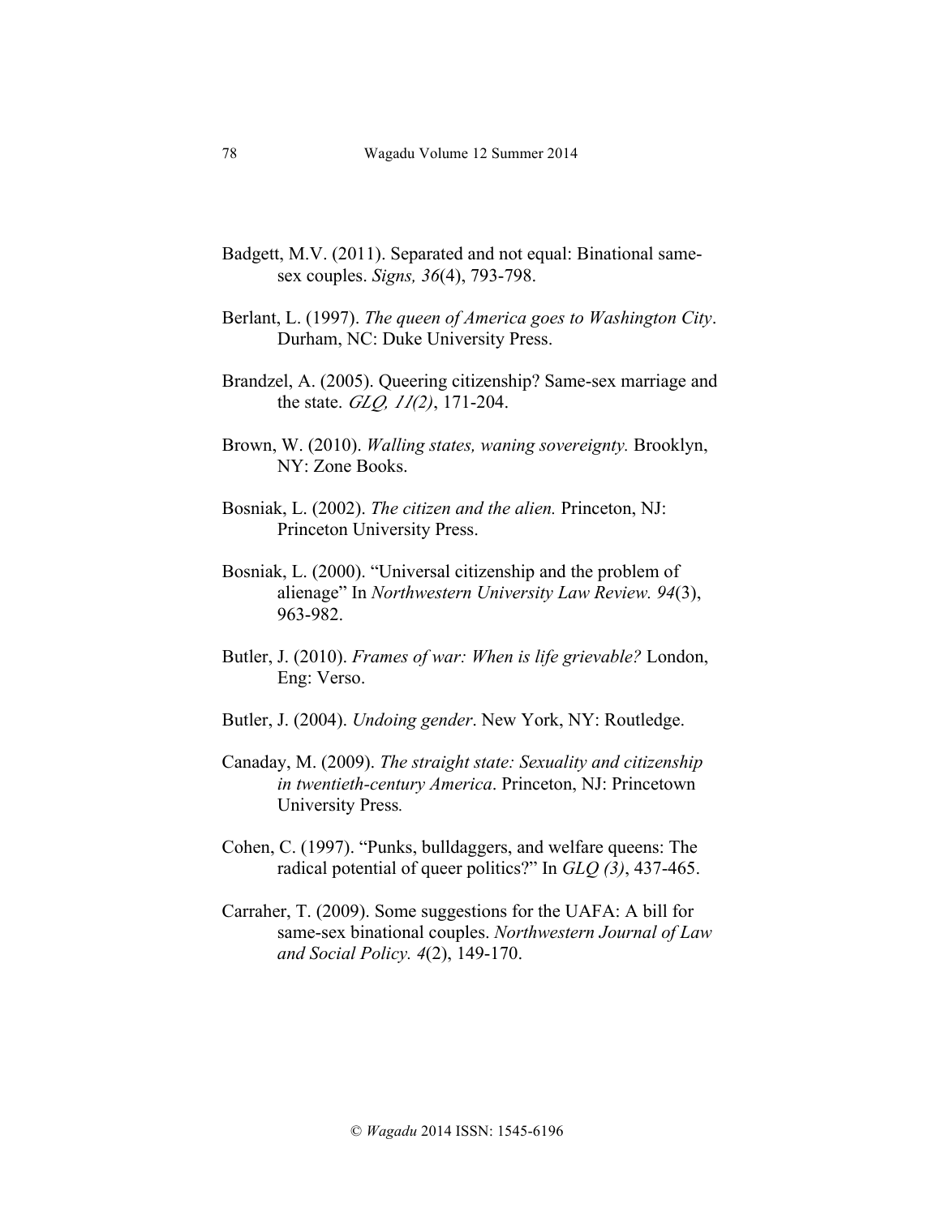Badgett, M.V. (2011). Separated and not equal: Binational same-sex couples. *Signs, 36*(4), 793-798.

Berlant, L. (1997). *The queen of America goes to Washington City*. Durham, NC: Duke University Press.

Brandzel, A. (2005). Queering citizenship? Same-sex marriage and the state. *GLQ, 11(2)*, 171-204.

Brown, W. (2010). *Walling states, waning sovereignty.* Brooklyn, NY: Zone Books.

Bosniak, L. (2002). *The citizen and the alien.* Princeton, NJ: Princeton University Press.

Bosniak, L. (2000). "Universal citizenship and the problem of alienage" In *Northwestern University Law Review. 94*(3), 963-982.

Butler, J. (2010). *Frames of war: When is life grievable?* London, Eng: Verso.

Butler, J. (2004). *Undoing gender*. New York, NY: Routledge.

Canaday, M. (2009). *The straight state: Sexuality and citizenship in twentieth-century America*. Princeton, NJ: Princetown University Press*.*

Cohen, C. (1997). "Punks, bulldaggers, and welfare queens: The radical potential of queer politics?" In *GLQ (3)*, 437-465.

Carraher, T. (2009). Some suggestions for the UAFA: A bill for same-sex binational couples. *Northwestern Journal of Law and Social Policy. 4*(2), 149-170.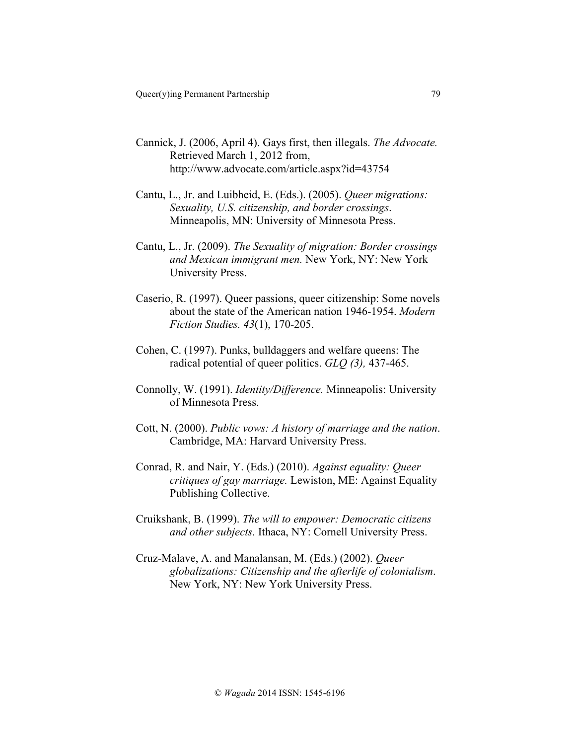Cannick, J. (2006, April 4). Gays first, then illegals. *The Advocate.* Retrieved March 1, 2012 from, http://www.advocate.com/article.aspx?id=43754

Cantu, L., Jr. and Luibheid, E. (Eds.). (2005). *Queer migrations: Sexuality, U.S. citizenship, and border crossings*. Minneapolis, MN: University of Minnesota Press.

Cantu, L., Jr. (2009). *The Sexuality of migration: Border crossings and Mexican immigrant men.* New York, NY: New York University Press.

Caserio, R. (1997). Queer passions, queer citizenship: Some novels about the state of the American nation 1946-1954. *Modern Fiction Studies. 43*(1), 170-205.

Cohen, C. (1997). Punks, bulldaggers and welfare queens: The radical potential of queer politics. *GLQ (3),* 437-465.

Connolly, W. (1991). *Identity/Difference.* Minneapolis: University of Minnesota Press.

Cott, N. (2000). *Public vows: A history of marriage and the nation*. Cambridge, MA: Harvard University Press.

Conrad, R. and Nair, Y. (Eds.) (2010). *Against equality: Queer critiques of gay marriage.* Lewiston, ME: Against Equality Publishing Collective.

Cruikshank, B. (1999). *The will to empower: Democratic citizens and other subjects.* Ithaca, NY: Cornell University Press.

Cruz-Malave, A. and Manalansan, M. (Eds.) (2002). *Queer globalizations: Citizenship and the afterlife of colonialism*. New York, NY: New York University Press.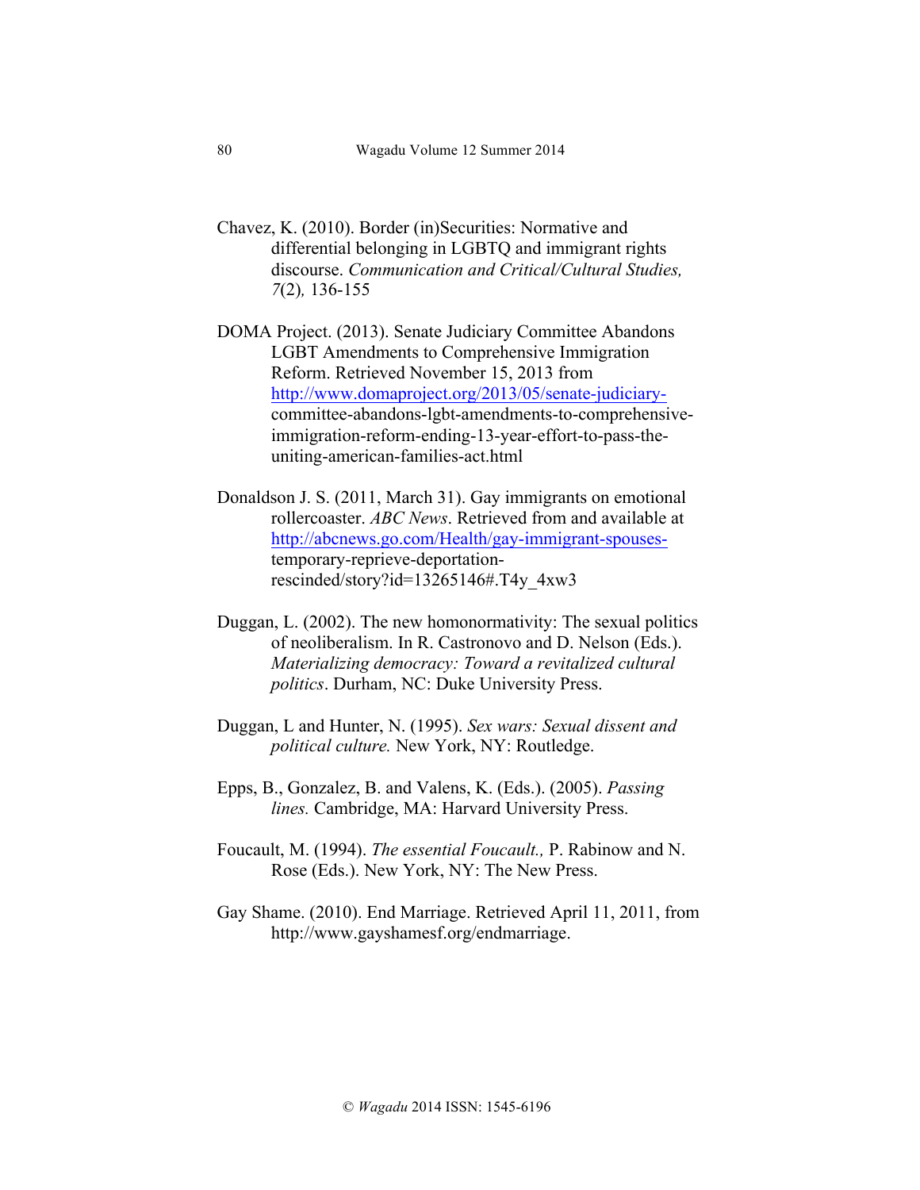Chavez, K. (2010). Border (in)Securities: Normative and differential belonging in LGBTQ and immigrant rights discourse. *Communication and Critical/Cultural Studies, 7*(2)*,* 136-155

DOMA Project. (2013). Senate Judiciary Committee Abandons LGBT Amendments to Comprehensive Immigration Reform. Retrieved November 15, 2013 from http://www.domaproject.org/2013/05/senate-judiciary-committee-abandons-lgbt-amendments-to-comprehensive-immigration-reform-ending-13-year-effort-to-pass-the-uniting-american-families-act.html

Donaldson J. S. (2011, March 31). Gay immigrants on emotional rollercoaster. *ABC News*. Retrieved from and available at http://abcnews.go.com/Health/gay-immigrant-spouses-temporary-reprieve-deportation-rescinded/story?id=13265146#.T4y_4xw3

Duggan, L. (2002). The new homonormativity: The sexual politics of neoliberalism. In R. Castronovo and D. Nelson (Eds.). *Materializing democracy: Toward a revitalized cultural politics*. Durham, NC: Duke University Press.

Duggan, L and Hunter, N. (1995). *Sex wars: Sexual dissent and political culture.* New York, NY: Routledge.

Epps, B., Gonzalez, B. and Valens, K. (Eds.). (2005). *Passing lines.* Cambridge, MA: Harvard University Press.

Foucault, M. (1994). *The essential Foucault.,* P. Rabinow and N. Rose (Eds.). New York, NY: The New Press.

Gay Shame. (2010). End Marriage. Retrieved April 11, 2011, from http://www.gayshamesf.org/endmarriage.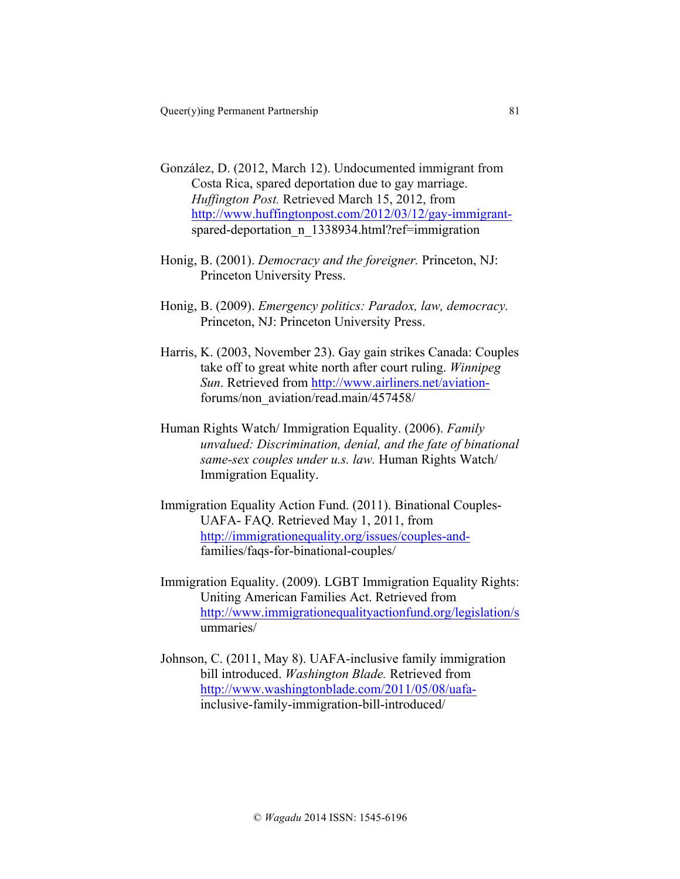González, D. (2012, March 12). Undocumented immigrant from Costa Rica, spared deportation due to gay marriage. *Huffington Post.* Retrieved March 15, 2012, from http://www.huffingtonpost.com/2012/03/12/gay-immigrant-spared-deportation_n_1338934.html?ref=immigration

Honig, B. (2001). *Democracy and the foreigner.* Princeton, NJ: Princeton University Press.

Honig, B. (2009). *Emergency politics: Paradox, law, democracy.* Princeton, NJ: Princeton University Press.

Harris, K. (2003, November 23). Gay gain strikes Canada: Couples take off to great white north after court ruling. *Winnipeg Sun*. Retrieved from http://www.airliners.net/aviation-forums/non_aviation/read.main/457458/

Human Rights Watch/ Immigration Equality. (2006). *Family unvalued: Discrimination, denial, and the fate of binational same-sex couples under u.s. law.* Human Rights Watch/ Immigration Equality.

Immigration Equality Action Fund. (2011). Binational Couples- UAFA- FAQ. Retrieved May 1, 2011, from http://immigrationequality.org/issues/couples-and-families/faqs-for-binational-couples/

Immigration Equality. (2009). LGBT Immigration Equality Rights: Uniting American Families Act. Retrieved from http://www.immigrationequalityactionfund.org/legislation/summaries/

Johnson, C. (2011, May 8). UAFA-inclusive family immigration bill introduced. *Washington Blade.* Retrieved from http://www.washingtonblade.com/2011/05/08/uafa-inclusive-family-immigration-bill-introduced/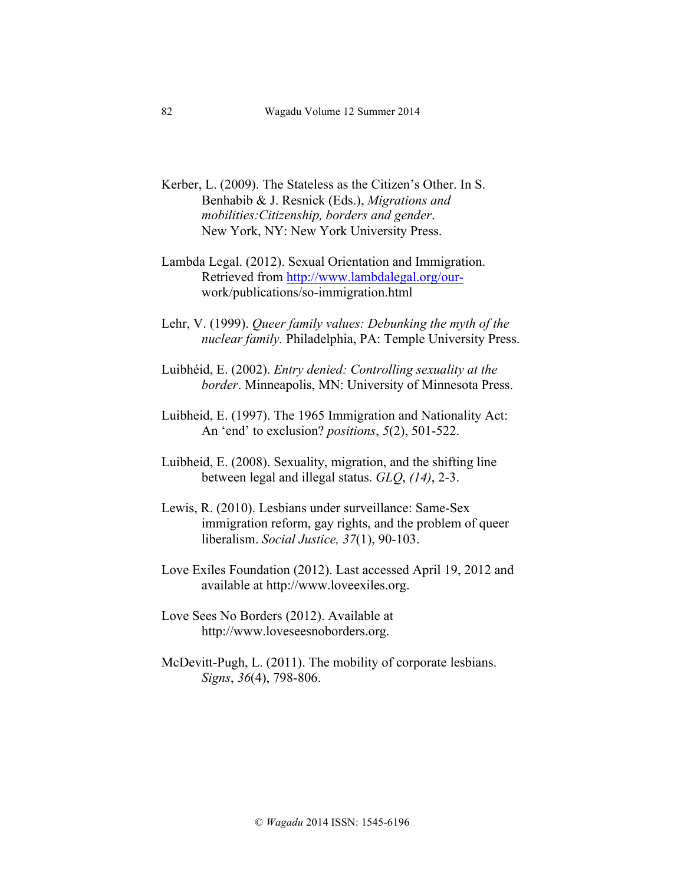Kerber, L. (2009). The Stateless as the Citizen's Other. In S. Benhabib & J. Resnick (Eds.), *Migrations and mobilities:Citizenship, borders and gender*. New York, NY: New York University Press.

Lambda Legal. (2012). Sexual Orientation and Immigration. Retrieved from http://www.lambdalegal.org/our-work/publications/so-immigration.html

Lehr, V. (1999). *Queer family values: Debunking the myth of the nuclear family.* Philadelphia, PA: Temple University Press.

Luibhéid, E. (2002). *Entry denied: Controlling sexuality at the border*. Minneapolis, MN: University of Minnesota Press.

Luibheid, E. (1997). The 1965 Immigration and Nationality Act: An 'end' to exclusion? *positions*, *5*(2), 501-522.

Luibheid, E. (2008). Sexuality, migration, and the shifting line between legal and illegal status. *GLQ*, *(14)*, 2-3.

Lewis, R. (2010). Lesbians under surveillance: Same-Sex immigration reform, gay rights, and the problem of queer liberalism. *Social Justice, 37*(1), 90-103.

Love Exiles Foundation (2012). Last accessed April 19, 2012 and available at http://www.loveexiles.org.

Love Sees No Borders (2012). Available at http://www.loveseesnoborders.org.

McDevitt-Pugh, L. (2011). The mobility of corporate lesbians. *Signs*, *36*(4), 798-806.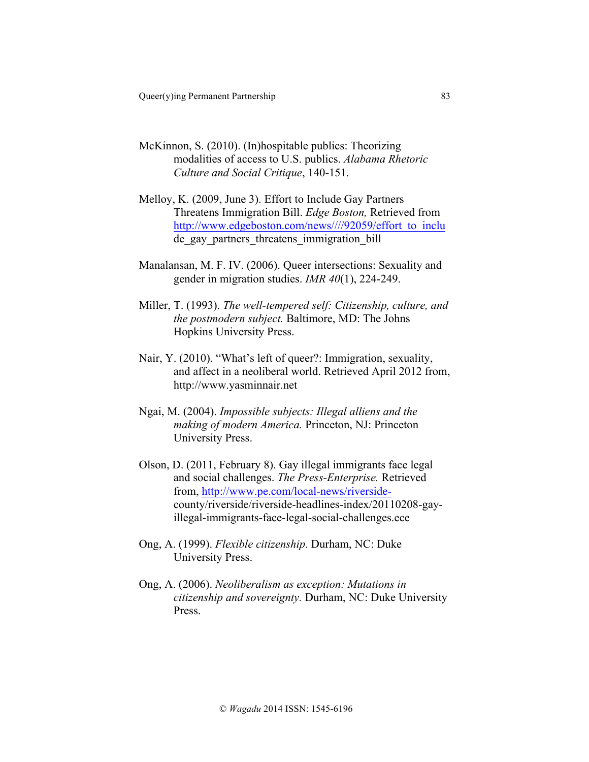McKinnon, S. (2010). (In)hospitable publics: Theorizing modalities of access to U.S. publics. *Alabama Rhetoric Culture and Social Critique*, 140-151.

Melloy, K. (2009, June 3). Effort to Include Gay Partners Threatens Immigration Bill. *Edge Boston,* Retrieved from http://www.edgeboston.com/news////92059/effort_to_include_gay_partners_threatens_immigration_bill

Manalansan, M. F. IV. (2006). Queer intersections: Sexuality and gender in migration studies. *IMR 40*(1), 224-249.

Miller, T. (1993). *The well-tempered self: Citizenship, culture, and the postmodern subject.* Baltimore, MD: The Johns Hopkins University Press.

Nair, Y. (2010). "What's left of queer?: Immigration, sexuality, and affect in a neoliberal world. Retrieved April 2012 from, http://www.yasminnair.net

Ngai, M. (2004). *Impossible subjects: Illegal alliens and the making of modern America.* Princeton, NJ: Princeton University Press.

Olson, D. (2011, February 8). Gay illegal immigrants face legal and social challenges. *The Press-Enterprise.* Retrieved from, http://www.pe.com/local-news/riverside-county/riverside/riverside-headlines-index/20110208-gay-illegal-immigrants-face-legal-social-challenges.ece

Ong, A. (1999). *Flexible citizenship.* Durham, NC: Duke University Press.

Ong, A. (2006). *Neoliberalism as exception: Mutations in citizenship and sovereignty.* Durham, NC: Duke University Press.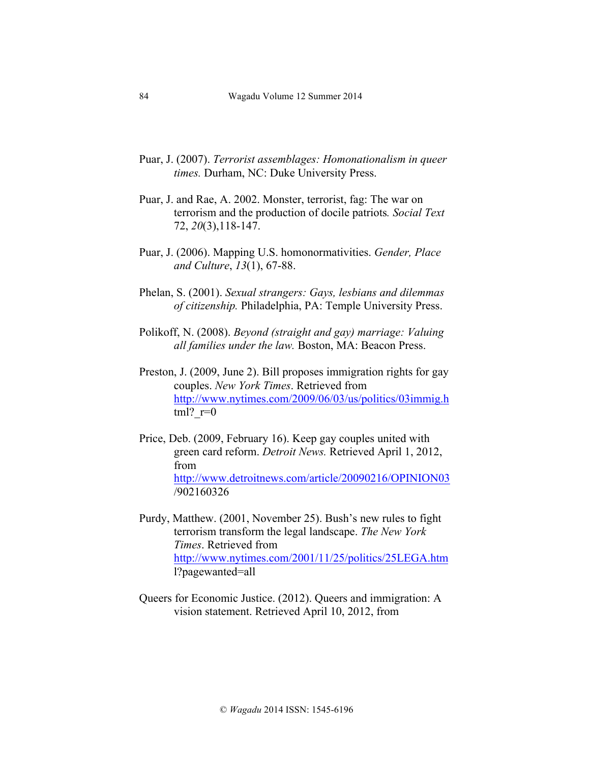Puar, J. (2007). *Terrorist assemblages: Homonationalism in queer times.* Durham, NC: Duke University Press.

Puar, J. and Rae, A. 2002. Monster, terrorist, fag: The war on terrorism and the production of docile patriots*.* *Social Text* 72, *20*(3),118-147.

Puar, J. (2006). Mapping U.S. homonormativities. *Gender, Place and Culture*, *13*(1), 67-88.

Phelan, S. (2001). *Sexual strangers: Gays, lesbians and dilemmas of citizenship.* Philadelphia, PA: Temple University Press.

Polikoff, N. (2008). *Beyond (straight and gay) marriage: Valuing all families under the law.* Boston, MA: Beacon Press.

Preston, J. (2009, June 2). Bill proposes immigration rights for gay couples. *New York Times*. Retrieved from http://www.nytimes.com/2009/06/03/us/politics/03immig.html?_r=0

Price, Deb. (2009, February 16). Keep gay couples united with green card reform. *Detroit News.* Retrieved April 1, 2012, from http://www.detroitnews.com/article/20090216/OPINION03/902160326

Purdy, Matthew. (2001, November 25). Bush's new rules to fight terrorism transform the legal landscape. *The New York Times*. Retrieved from http://www.nytimes.com/2001/11/25/politics/25LEGA.html?pagewanted=all

Queers for Economic Justice. (2012). Queers and immigration: A vision statement. Retrieved April 10, 2012, from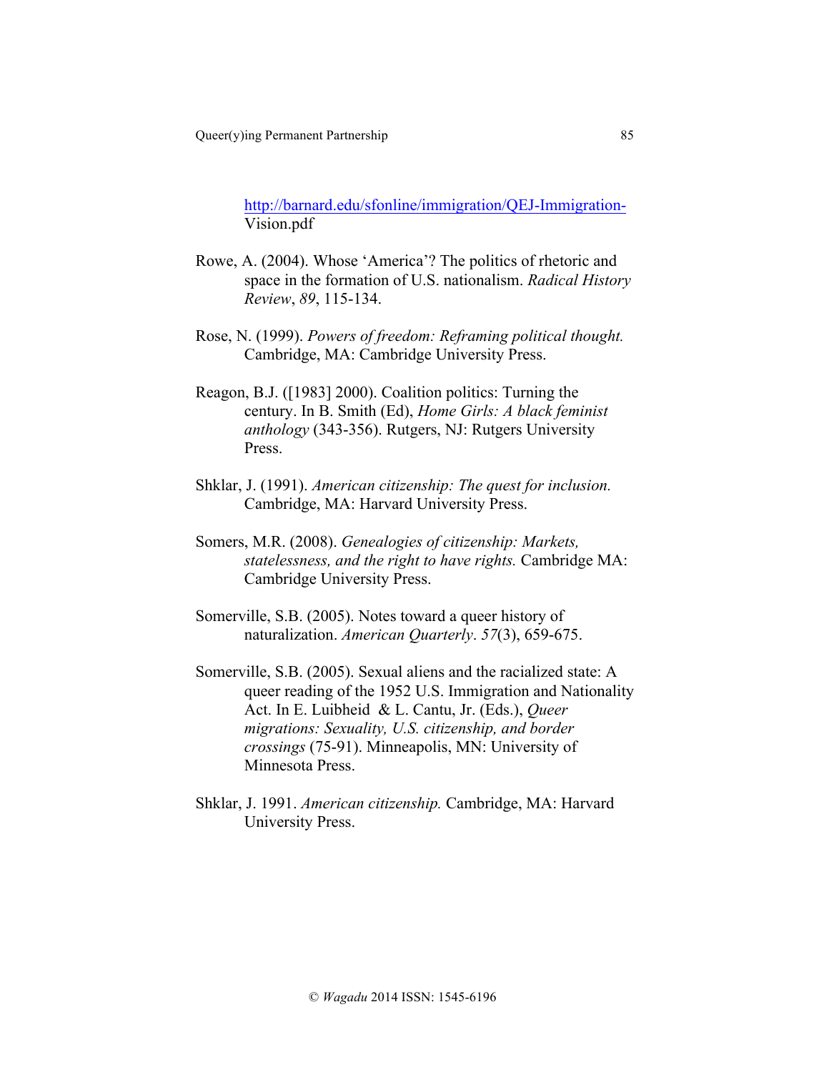http://barnard.edu/sfonline/immigration/QEJ-Immigration-Vision.pdf

Rowe, A. (2004). Whose 'America'? The politics of rhetoric and space in the formation of U.S. nationalism. *Radical History Review*, *89*, 115-134.

Rose, N. (1999). *Powers of freedom: Reframing political thought.* Cambridge, MA: Cambridge University Press.

Reagon, B.J. ([1983] 2000). Coalition politics: Turning the century. In B. Smith (Ed), *Home Girls: A black feminist anthology* (343-356). Rutgers, NJ: Rutgers University Press.

Shklar, J. (1991). *American citizenship: The quest for inclusion.* Cambridge, MA: Harvard University Press.

Somers, M.R. (2008). *Genealogies of citizenship: Markets, statelessness, and the right to have rights.* Cambridge MA: Cambridge University Press.

Somerville, S.B. (2005). Notes toward a queer history of naturalization. *American Quarterly*. *57*(3), 659-675.

Somerville, S.B. (2005). Sexual aliens and the racialized state: A queer reading of the 1952 U.S. Immigration and Nationality Act. In E. Luibheid & L. Cantu, Jr. (Eds.), *Queer migrations: Sexuality, U.S. citizenship, and border crossings* (75-91). Minneapolis, MN: University of Minnesota Press.

Shklar, J. 1991. *American citizenship.* Cambridge, MA: Harvard University Press.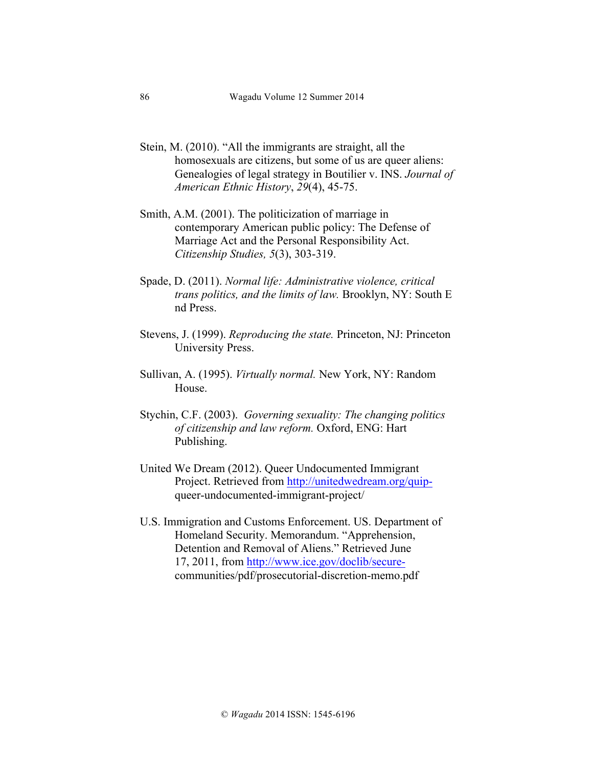Stein, M. (2010). “All the immigrants are straight, all the homosexuals are citizens, but some of us are queer aliens: Genealogies of legal strategy in Boutilier v. INS. *Journal of American Ethnic History*, *29*(4), 45-75.

Smith, A.M. (2001). The politicization of marriage in contemporary American public policy: The Defense of Marriage Act and the Personal Responsibility Act. *Citizenship Studies, 5*(3), 303-319.

Spade, D. (2011). *Normal life: Administrative violence, critical trans politics, and the limits of law.* Brooklyn, NY: South E nd Press.

Stevens, J. (1999). *Reproducing the state.* Princeton, NJ: Princeton University Press.

Sullivan, A. (1995). *Virtually normal.* New York, NY: Random House.

Stychin, C.F. (2003). *Governing sexuality: The changing politics of citizenship and law reform.* Oxford, ENG: Hart Publishing.

United We Dream (2012). Queer Undocumented Immigrant Project. Retrieved from http://unitedwedream.org/quip-queer-undocumented-immigrant-project/

U.S. Immigration and Customs Enforcement. US. Department of Homeland Security. Memorandum. “Apprehension, Detention and Removal of Aliens.” Retrieved June 17, 2011, from http://www.ice.gov/doclib/secure-communities/pdf/prosecutorial-discretion-memo.pdf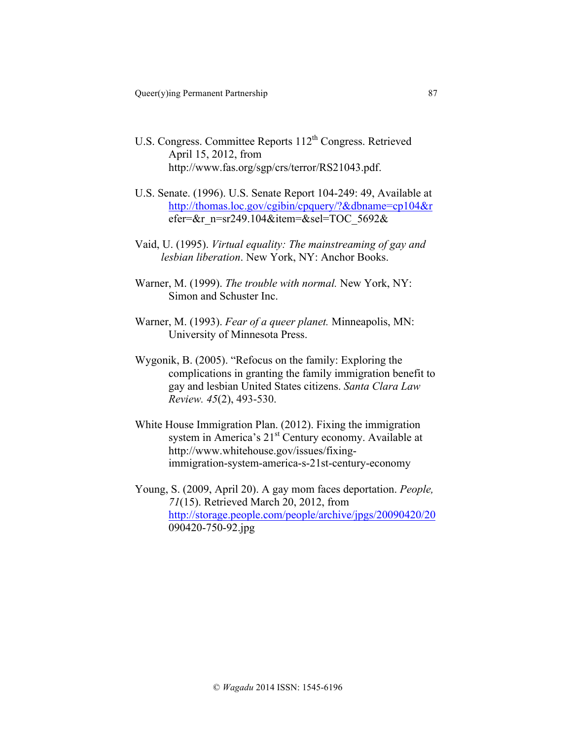U.S. Congress. Committee Reports 112th Congress. Retrieved April 15, 2012, from http://www.fas.org/sgp/crs/terror/RS21043.pdf.

U.S. Senate. (1996). U.S. Senate Report 104-249: 49, Available at http://thomas.loc.gov/cgibin/cpquery/?&dbname=cp104&refer=&r_n=sr249.104&item=&sel=TOC_5692&

Vaid, U. (1995). *Virtual equality: The mainstreaming of gay and lesbian liberation*. New York, NY: Anchor Books.

Warner, M. (1999). *The trouble with normal.* New York, NY: Simon and Schuster Inc.

Warner, M. (1993). *Fear of a queer planet.* Minneapolis, MN: University of Minnesota Press.

Wygonik, B. (2005). "Refocus on the family: Exploring the complications in granting the family immigration benefit to gay and lesbian United States citizens. *Santa Clara Law Review. 45*(2), 493-530.

White House Immigration Plan. (2012). Fixing the immigration system in America's 21st Century economy. Available at http://www.whitehouse.gov/issues/fixing-immigration-system-america-s-21st-century-economy

Young, S. (2009, April 20). A gay mom faces deportation. *People, 71*(15). Retrieved March 20, 2012, from http://storage.people.com/people/archive/jpgs/20090420/20090420-750-92.jpg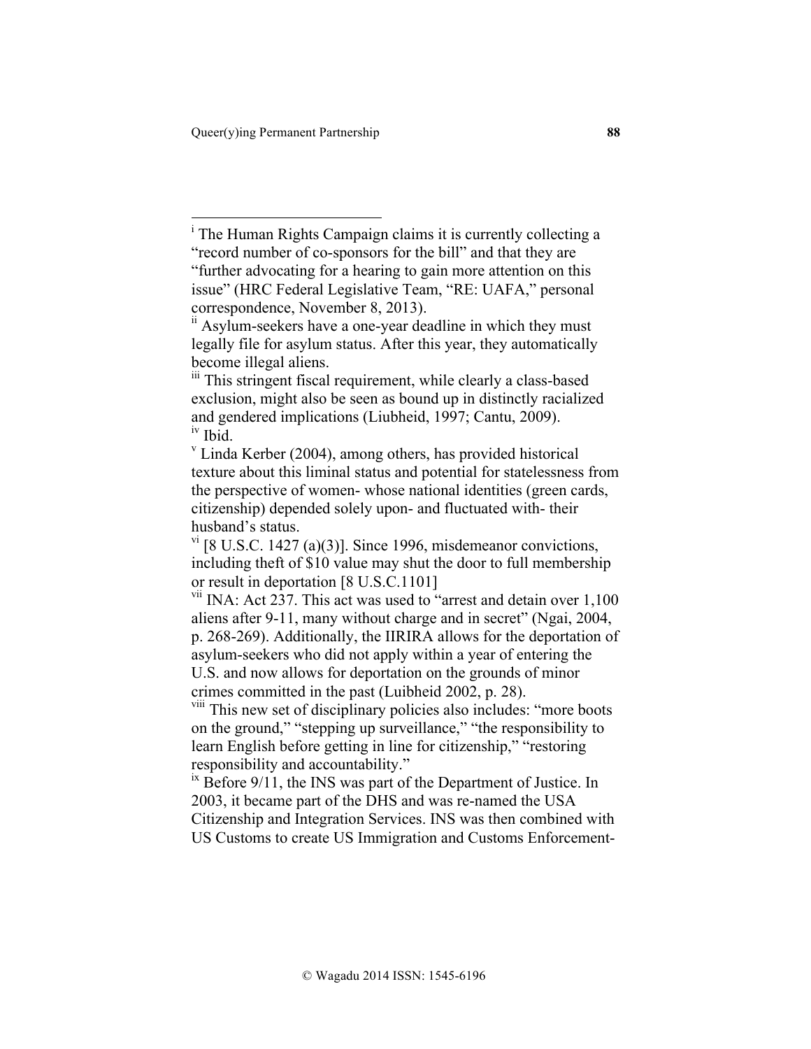[i] The Human Rights Campaign claims it is currently collecting a "record number of co-sponsors for the bill" and that they are "further advocating for a hearing to gain more attention on this issue" (HRC Federal Legislative Team, "RE: UAFA," personal correspondence, November 8, 2013).

[ii] Asylum-seekers have a one-year deadline in which they must legally file for asylum status. After this year, they automatically become illegal aliens.

[iii] This stringent fiscal requirement, while clearly a class-based exclusion, might also be seen as bound up in distinctly racialized and gendered implications (Liubheid, 1997; Cantu, 2009).

[iv] Ibid.

[v] Linda Kerber (2004), among others, has provided historical texture about this liminal status and potential for statelessness from the perspective of women- whose national identities (green cards, citizenship) depended solely upon- and fluctuated with- their husband's status.

[vi] [8 U.S.C. 1427 (a)(3)]. Since 1996, misdemeanor convictions, including theft of $10 value may shut the door to full membership or result in deportation [8 U.S.C.1101]

[vii] INA: Act 237. This act was used to "arrest and detain over 1,100 aliens after 9-11, many without charge and in secret" (Ngai, 2004, p. 268-269). Additionally, the IIRIRA allows for the deportation of asylum-seekers who did not apply within a year of entering the U.S. and now allows for deportation on the grounds of minor crimes committed in the past (Luibheid 2002, p. 28).

[viii] This new set of disciplinary policies also includes: "more boots on the ground," "stepping up surveillance," "the responsibility to learn English before getting in line for citizenship," "restoring responsibility and accountability."

[ix] Before 9/11, the INS was part of the Department of Justice. In 2003, it became part of the DHS and was re-named the USA Citizenship and Integration Services. INS was then combined with US Customs to create US Immigration and Customs Enforcement-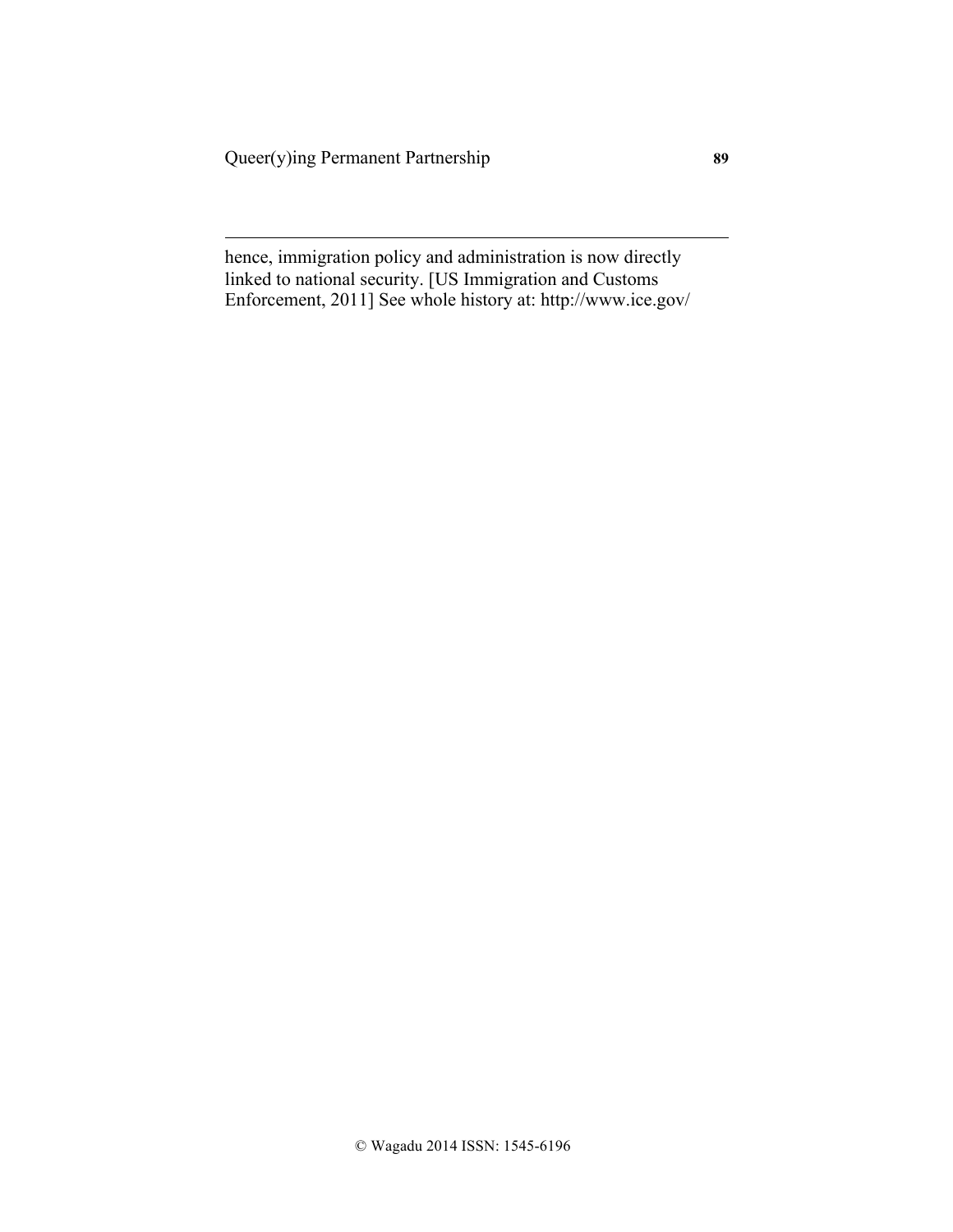hence, immigration policy and administration is now directly linked to national security. [US Immigration and Customs Enforcement, 2011] See whole history at: http://www.ice.gov/